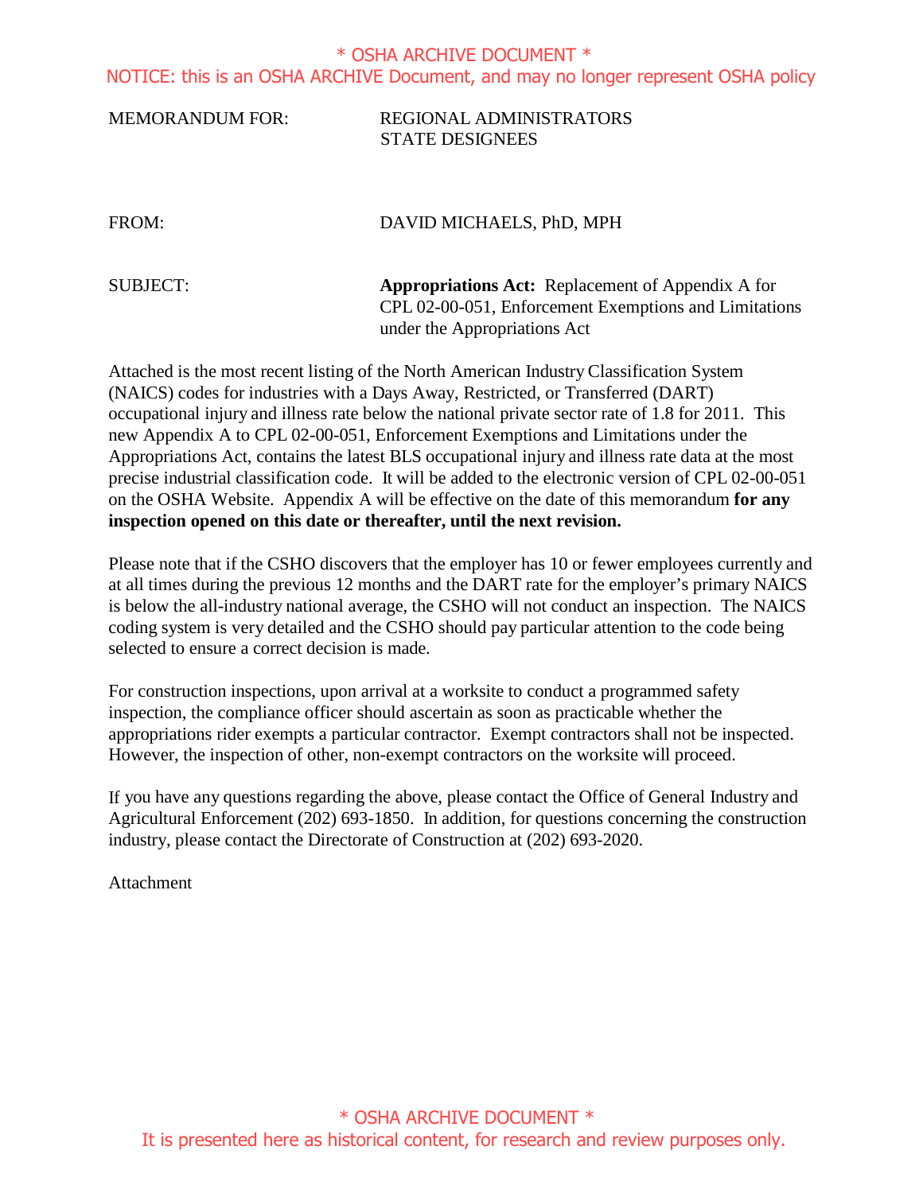MEMORANDUM FOR: REGIONAL ADMINISTRATORS
STATE DESIGNEES

FROM: DAVID MICHAELS, PhD, MPH

SUBJECT: **Appropriations Act:** Replacement of Appendix A for CPL 02-00-051, Enforcement Exemptions and Limitations under the Appropriations Act

Attached is the most recent listing of the North American Industry Classification System (NAICS) codes for industries with a Days Away, Restricted, or Transferred (DART) occupational injury and illness rate below the national private sector rate of 1.8 for 2011. This new Appendix A to CPL 02-00-051, Enforcement Exemptions and Limitations under the Appropriations Act, contains the latest BLS occupational injury and illness rate data at the most precise industrial classification code. It will be added to the electronic version of CPL 02-00-051 on the OSHA Website. Appendix A will be effective on the date of this memorandum **for any inspection opened on this date or thereafter, until the next revision.**

Please note that if the CSHO discovers that the employer has 10 or fewer employees currently and at all times during the previous 12 months and the DART rate for the employer's primary NAICS is below the all-industry national average, the CSHO will not conduct an inspection. The NAICS coding system is very detailed and the CSHO should pay particular attention to the code being selected to ensure a correct decision is made.

For construction inspections, upon arrival at a worksite to conduct a programmed safety inspection, the compliance officer should ascertain as soon as practicable whether the appropriations rider exempts a particular contractor. Exempt contractors shall not be inspected. However, the inspection of other, non-exempt contractors on the worksite will proceed.

If you have any questions regarding the above, please contact the Office of General Industry and Agricultural Enforcement (202) 693-1850. In addition, for questions concerning the construction industry, please contact the Directorate of Construction at (202) 693-2020.

Attachment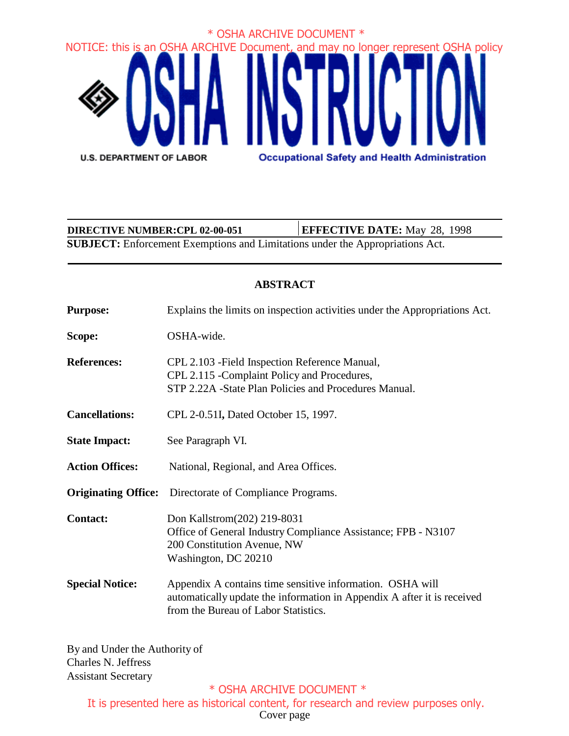\* OSHA ARCHIVE DOCUMENT \*

NOTICE: this is an OSHA ARCHIVE Document, and may no longer represent OSHA policy

# OSHA INSTRUCTION

U.S. DEPARTMENT OF LABOR — Occupational Safety and Health Administration

| **DIRECTIVE NUMBER:CPL 02-00-051** | **EFFECTIVE DATE:** May 28, 1998 |
|---|---|

**SUBJECT:** Enforcement Exemptions and Limitations under the Appropriations Act.

## ABSTRACT

**Purpose:** Explains the limits on inspection activities under the Appropriations Act.

**Scope:** OSHA-wide.

**References:** CPL 2.103 -Field Inspection Reference Manual,
CPL 2.115 -Complaint Policy and Procedures,
STP 2.22A -State Plan Policies and Procedures Manual.

**Cancellations:** CPL 2-0.51I**,** Dated October 15, 1997.

**State Impact:** See Paragraph VI.

**Action Offices:** National, Regional, and Area Offices.

**Originating Office:** Directorate of Compliance Programs.

**Contact:** Don Kallstrom(202) 219-8031
Office of General Industry Compliance Assistance; FPB - N3107
200 Constitution Avenue, NW
Washington, DC 20210

**Special Notice:** Appendix A contains time sensitive information. OSHA will automatically update the information in Appendix A after it is received from the Bureau of Labor Statistics.

By and Under the Authority of
Charles N. Jeffress
Assistant Secretary

\* OSHA ARCHIVE DOCUMENT \*

It is presented here as historical content, for research and review purposes only.

Cover page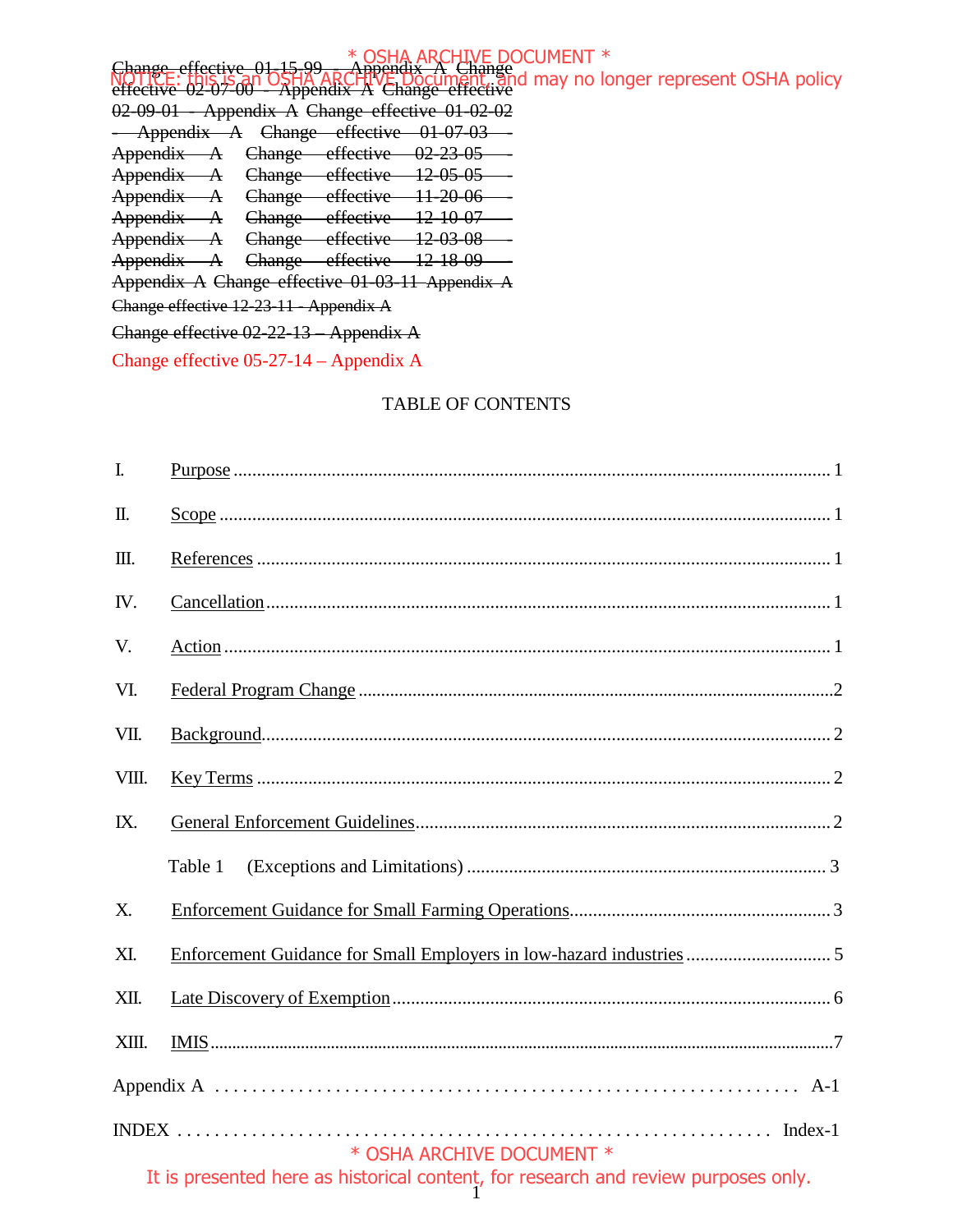* OSHA ARCHIVE DOCUMENT *

NOTICE: this is an OSHA ARCHIVE Document, and may no longer represent OSHA policy

~~Change effective 01-15-99 - Appendix A Change effective 02-07-00 - Appendix A Change effective 02-09-01 - Appendix A Change effective 01-02-02 - Appendix A Change effective 01-07-03 - Appendix A Change effective 02-23-05 - Appendix A Change effective 12-05-05 - Appendix A Change effective 11-20-06 - Appendix A Change effective 12-10-07 - Appendix A Change effective 12-03-08 - Appendix A Change effective 12-18-09 - Appendix A Change effective 01-03-11 Appendix A Change effective 12-23-11 - Appendix A~~

~~Change effective 02-22-13 – Appendix A~~

Change effective 05-27-14 – Appendix A

## TABLE OF CONTENTS

| | | |
|---|---|---|
| I. | Purpose | 1 |
| II. | Scope | 1 |
| III. | References | 1 |
| IV. | Cancellation | 1 |
| V. | Action | 1 |
| VI. | Federal Program Change | 2 |
| VII. | Background | 2 |
| VIII. | Key Terms | 2 |
| IX. | General Enforcement Guidelines | 2 |
| | Table 1 (Exceptions and Limitations) | 3 |
| X. | Enforcement Guidance for Small Farming Operations | 3 |
| XI. | Enforcement Guidance for Small Employers in low-hazard industries | 5 |
| XII. | Late Discovery of Exemption | 6 |
| XIII. | IMIS | 7 |
| | Appendix A | A-1 |
| | INDEX | Index-1 |

* OSHA ARCHIVE DOCUMENT *

It is presented here as historical content, for research and review purposes only.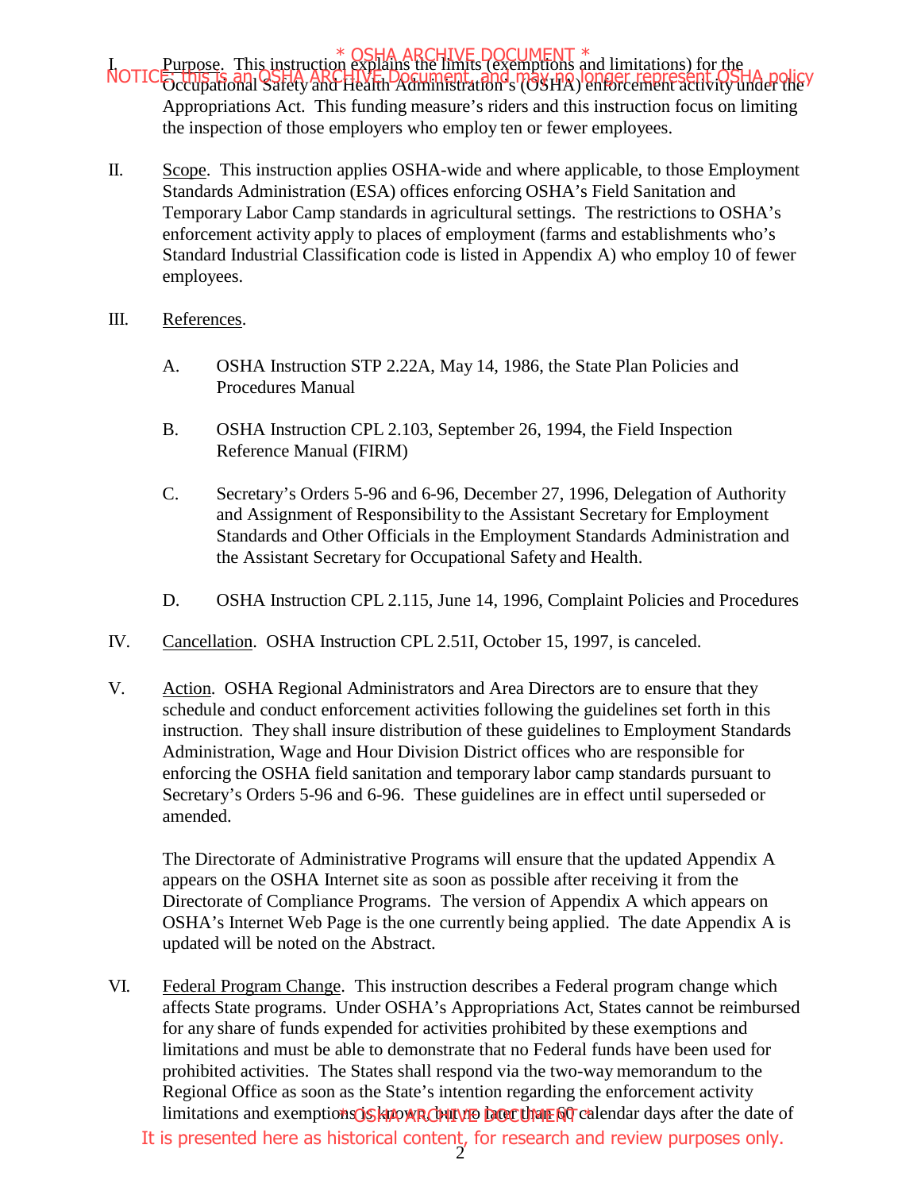I. Purpose. This instruction explains the limits (exemptions and limitations) for the Occupational Safety and Health Administration's (OSHA) enforcement activity under the Appropriations Act. This funding measure's riders and this instruction focus on limiting the inspection of those employers who employ ten or fewer employees.

II. Scope. This instruction applies OSHA-wide and where applicable, to those Employment Standards Administration (ESA) offices enforcing OSHA's Field Sanitation and Temporary Labor Camp standards in agricultural settings. The restrictions to OSHA's enforcement activity apply to places of employment (farms and establishments who's Standard Industrial Classification code is listed in Appendix A) who employ 10 of fewer employees.

III. References.

   A. OSHA Instruction STP 2.22A, May 14, 1986, the State Plan Policies and Procedures Manual

   B. OSHA Instruction CPL 2.103, September 26, 1994, the Field Inspection Reference Manual (FIRM)

   C. Secretary's Orders 5-96 and 6-96, December 27, 1996, Delegation of Authority and Assignment of Responsibility to the Assistant Secretary for Employment Standards and Other Officials in the Employment Standards Administration and the Assistant Secretary for Occupational Safety and Health.

   D. OSHA Instruction CPL 2.115, June 14, 1996, Complaint Policies and Procedures

IV. Cancellation. OSHA Instruction CPL 2.51I, October 15, 1997, is canceled.

V. Action. OSHA Regional Administrators and Area Directors are to ensure that they schedule and conduct enforcement activities following the guidelines set forth in this instruction. They shall insure distribution of these guidelines to Employment Standards Administration, Wage and Hour Division District offices who are responsible for enforcing the OSHA field sanitation and temporary labor camp standards pursuant to Secretary's Orders 5-96 and 6-96. These guidelines are in effect until superseded or amended.

   The Directorate of Administrative Programs will ensure that the updated Appendix A appears on the OSHA Internet site as soon as possible after receiving it from the Directorate of Compliance Programs. The version of Appendix A which appears on OSHA's Internet Web Page is the one currently being applied. The date Appendix A is updated will be noted on the Abstract.

VI. Federal Program Change. This instruction describes a Federal program change which affects State programs. Under OSHA's Appropriations Act, States cannot be reimbursed for any share of funds expended for activities prohibited by these exemptions and limitations and must be able to demonstrate that no Federal funds have been used for prohibited activities. The States shall respond via the two-way memorandum to the Regional Office as soon as the State's intention regarding the enforcement activity limitations and exemptions is known, but no later than 60 calendar days after the date of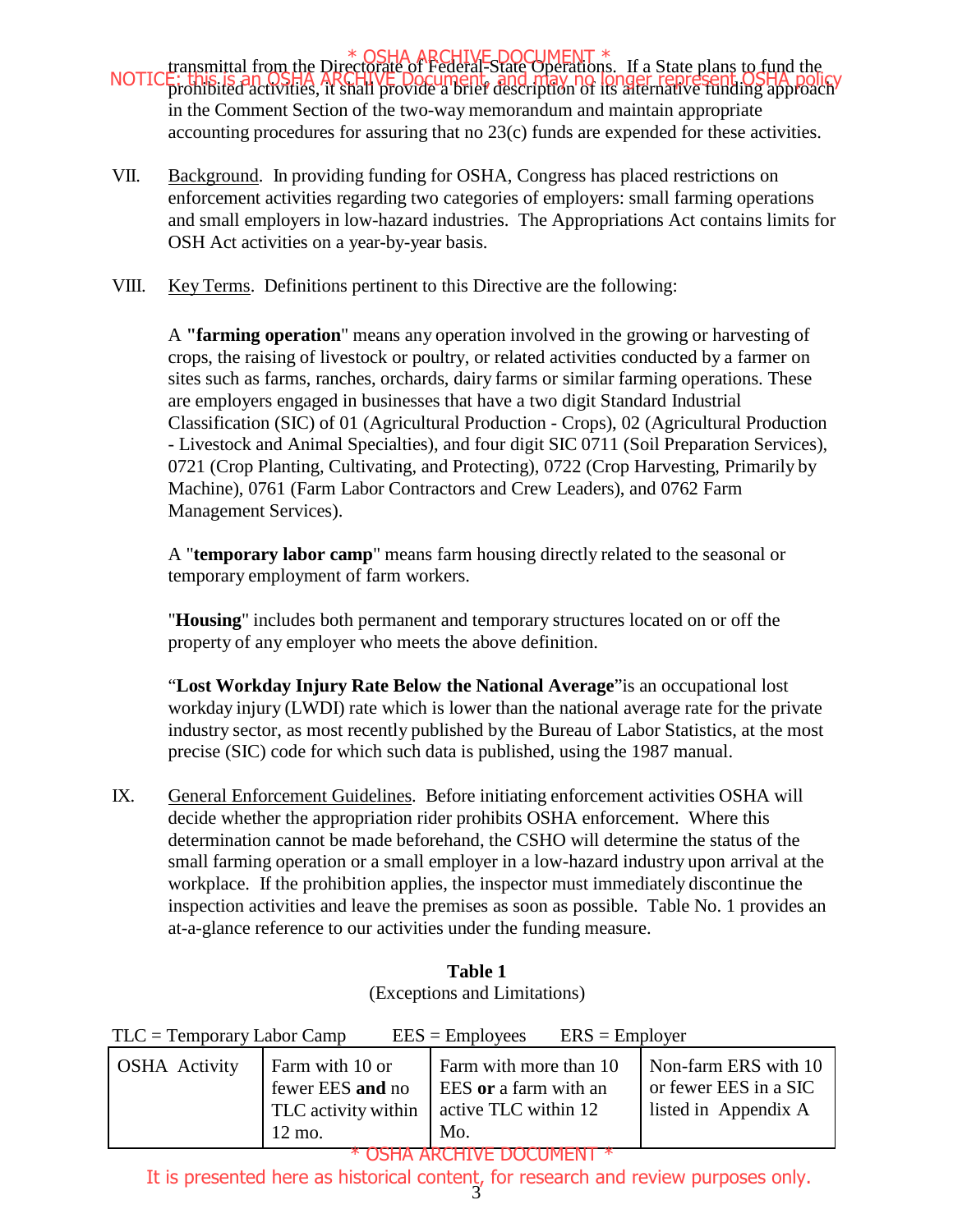transmittal from the Directorate of Federal-State Operations. If a State plans to fund the prohibited activities, it shall provide a brief description of its alternative funding approach in the Comment Section of the two-way memorandum and maintain appropriate accounting procedures for assuring that no 23(c) funds are expended for these activities.

VII. Background. In providing funding for OSHA, Congress has placed restrictions on enforcement activities regarding two categories of employers: small farming operations and small employers in low-hazard industries. The Appropriations Act contains limits for OSH Act activities on a year-by-year basis.

VIII. Key Terms. Definitions pertinent to this Directive are the following:

A **"farming operation**" means any operation involved in the growing or harvesting of crops, the raising of livestock or poultry, or related activities conducted by a farmer on sites such as farms, ranches, orchards, dairy farms or similar farming operations. These are employers engaged in businesses that have a two digit Standard Industrial Classification (SIC) of 01 (Agricultural Production - Crops), 02 (Agricultural Production - Livestock and Animal Specialties), and four digit SIC 0711 (Soil Preparation Services), 0721 (Crop Planting, Cultivating, and Protecting), 0722 (Crop Harvesting, Primarily by Machine), 0761 (Farm Labor Contractors and Crew Leaders), and 0762 Farm Management Services).

A "**temporary labor camp**" means farm housing directly related to the seasonal or temporary employment of farm workers.

"**Housing**" includes both permanent and temporary structures located on or off the property of any employer who meets the above definition.

"**Lost Workday Injury Rate Below the National Average**"is an occupational lost workday injury (LWDI) rate which is lower than the national average rate for the private industry sector, as most recently published by the Bureau of Labor Statistics, at the most precise (SIC) code for which such data is published, using the 1987 manual.

IX. General Enforcement Guidelines. Before initiating enforcement activities OSHA will decide whether the appropriation rider prohibits OSHA enforcement. Where this determination cannot be made beforehand, the CSHO will determine the status of the small farming operation or a small employer in a low-hazard industry upon arrival at the workplace. If the prohibition applies, the inspector must immediately discontinue the inspection activities and leave the premises as soon as possible. Table No. 1 provides an at-a-glance reference to our activities under the funding measure.

**Table 1**
(Exceptions and Limitations)

TLC = Temporary Labor Camp EES = Employees ERS = Employer

| OSHA Activity | Farm with 10 or fewer EES **and** no TLC activity within 12 mo. | Farm with more than 10 EES **or** a farm with an active TLC within 12 Mo. | Non-farm ERS with 10 or fewer EES in a SIC listed in Appendix A |
|---|---|---|---|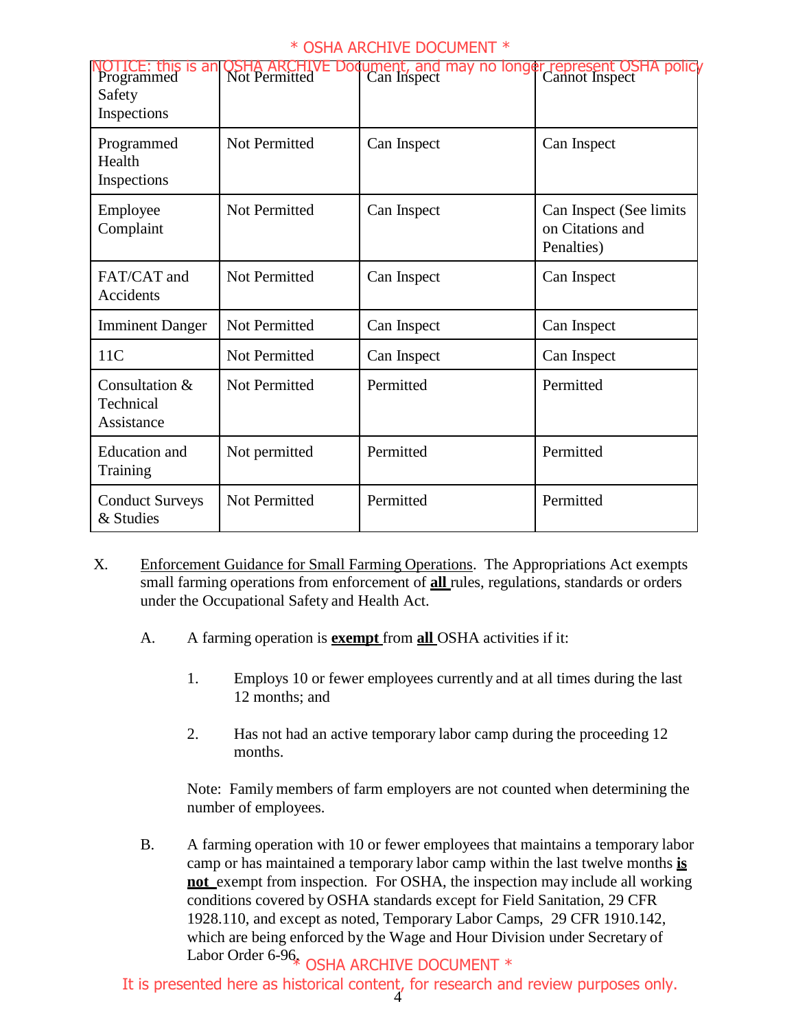| | | | |
|---|---|---|---|
| Programmed Safety Inspections | Not Permitted | Can Inspect | Cannot Inspect |
| Programmed Health Inspections | Not Permitted | Can Inspect | Can Inspect |
| Employee Complaint | Not Permitted | Can Inspect | Can Inspect (See limits on Citations and Penalties) |
| FAT/CAT and Accidents | Not Permitted | Can Inspect | Can Inspect |
| Imminent Danger | Not Permitted | Can Inspect | Can Inspect |
| 11C | Not Permitted | Can Inspect | Can Inspect |
| Consultation & Technical Assistance | Not Permitted | Permitted | Permitted |
| Education and Training | Not permitted | Permitted | Permitted |
| Conduct Surveys & Studies | Not Permitted | Permitted | Permitted |

X. Enforcement Guidance for Small Farming Operations. The Appropriations Act exempts small farming operations from enforcement of **all** rules, regulations, standards or orders under the Occupational Safety and Health Act.

A. A farming operation is **exempt** from **all** OSHA activities if it:

1. Employs 10 or fewer employees currently and at all times during the last 12 months; and

2. Has not had an active temporary labor camp during the proceeding 12 months.

Note: Family members of farm employers are not counted when determining the number of employees.

B. A farming operation with 10 or fewer employees that maintains a temporary labor camp or has maintained a temporary labor camp within the last twelve months **is not** exempt from inspection. For OSHA, the inspection may include all working conditions covered by OSHA standards except for Field Sanitation, 29 CFR 1928.110, and except as noted, Temporary Labor Camps, 29 CFR 1910.142, which are being enforced by the Wage and Hour Division under Secretary of Labor Order 6-96.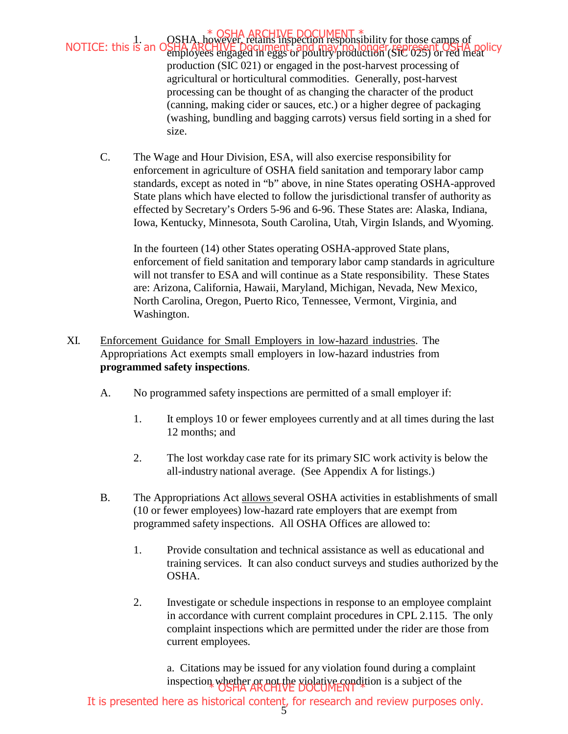1. OSHA, however, retains inspection responsibility for those camps of employees engaged in eggs or poultry production (SIC 025) or red meat production (SIC 021) or engaged in the post-harvest processing of agricultural or horticultural commodities. Generally, post-harvest processing can be thought of as changing the character of the product (canning, making cider or sauces, etc.) or a higher degree of packaging (washing, bundling and bagging carrots) versus field sorting in a shed for size.

C. The Wage and Hour Division, ESA, will also exercise responsibility for enforcement in agriculture of OSHA field sanitation and temporary labor camp standards, except as noted in "b" above, in nine States operating OSHA-approved State plans which have elected to follow the jurisdictional transfer of authority as effected by Secretary's Orders 5-96 and 6-96. These States are: Alaska, Indiana, Iowa, Kentucky, Minnesota, South Carolina, Utah, Virgin Islands, and Wyoming.

In the fourteen (14) other States operating OSHA-approved State plans, enforcement of field sanitation and temporary labor camp standards in agriculture will not transfer to ESA and will continue as a State responsibility. These States are: Arizona, California, Hawaii, Maryland, Michigan, Nevada, New Mexico, North Carolina, Oregon, Puerto Rico, Tennessee, Vermont, Virginia, and Washington.

XI. Enforcement Guidance for Small Employers in low-hazard industries. The Appropriations Act exempts small employers in low-hazard industries from **programmed safety inspections**.

A. No programmed safety inspections are permitted of a small employer if:

1. It employs 10 or fewer employees currently and at all times during the last 12 months; and

2. The lost workday case rate for its primary SIC work activity is below the all-industry national average. (See Appendix A for listings.)

B. The Appropriations Act allows several OSHA activities in establishments of small (10 or fewer employees) low-hazard rate employers that are exempt from programmed safety inspections. All OSHA Offices are allowed to:

1. Provide consultation and technical assistance as well as educational and training services. It can also conduct surveys and studies authorized by the OSHA.

2. Investigate or schedule inspections in response to an employee complaint in accordance with current complaint procedures in CPL 2.115. The only complaint inspections which are permitted under the rider are those from current employees.

a. Citations may be issued for any violation found during a complaint inspection whether or not the violative condition is a subject of the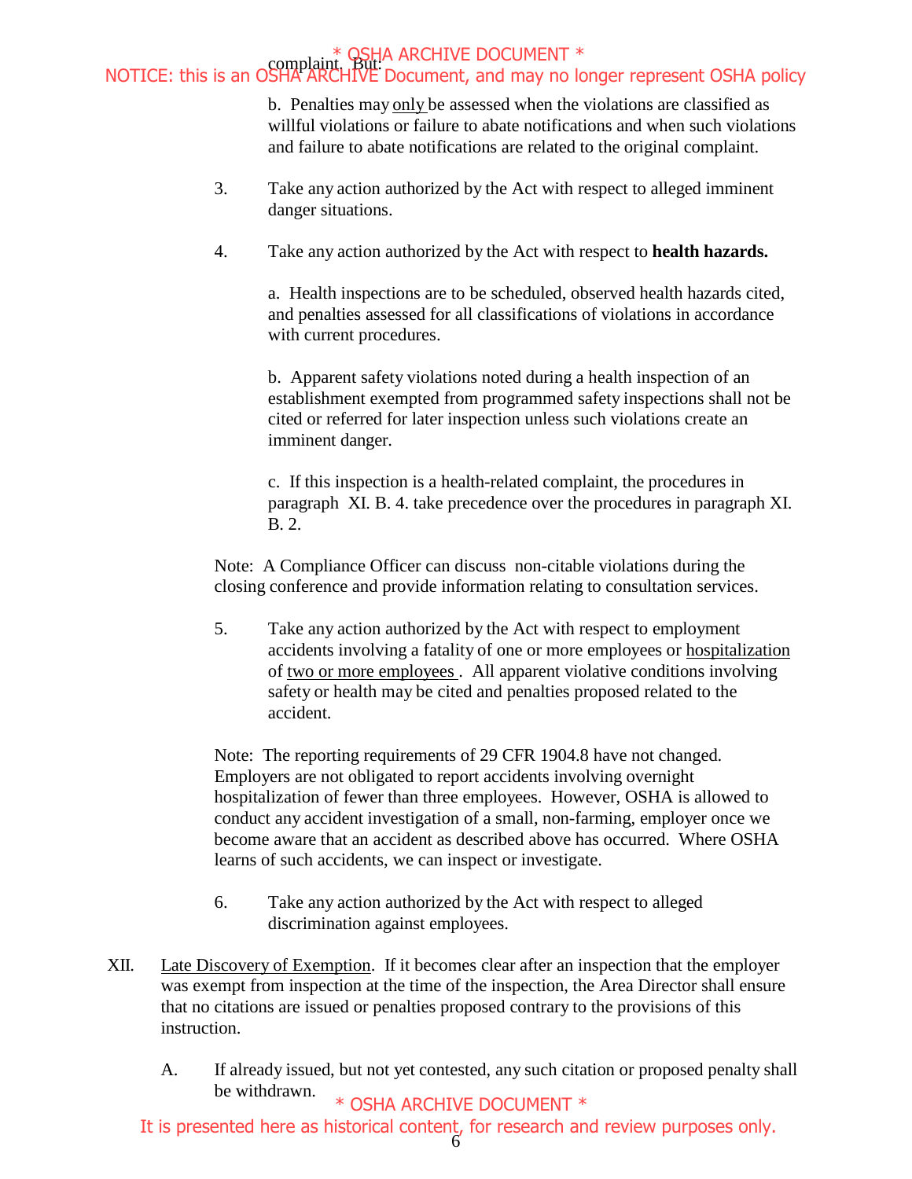complaint. But:

b. Penalties may only be assessed when the violations are classified as willful violations or failure to abate notifications and when such violations and failure to abate notifications are related to the original complaint.

3. Take any action authorized by the Act with respect to alleged imminent danger situations.

4. Take any action authorized by the Act with respect to **health hazards.**

a. Health inspections are to be scheduled, observed health hazards cited, and penalties assessed for all classifications of violations in accordance with current procedures.

b. Apparent safety violations noted during a health inspection of an establishment exempted from programmed safety inspections shall not be cited or referred for later inspection unless such violations create an imminent danger.

c. If this inspection is a health-related complaint, the procedures in paragraph XI. B. 4. take precedence over the procedures in paragraph XI. B. 2.

Note: A Compliance Officer can discuss non-citable violations during the closing conference and provide information relating to consultation services.

5. Take any action authorized by the Act with respect to employment accidents involving a fatality of one or more employees or hospitalization of two or more employees. All apparent violative conditions involving safety or health may be cited and penalties proposed related to the accident.

Note: The reporting requirements of 29 CFR 1904.8 have not changed. Employers are not obligated to report accidents involving overnight hospitalization of fewer than three employees. However, OSHA is allowed to conduct any accident investigation of a small, non-farming, employer once we become aware that an accident as described above has occurred. Where OSHA learns of such accidents, we can inspect or investigate.

6. Take any action authorized by the Act with respect to alleged discrimination against employees.

XII. Late Discovery of Exemption. If it becomes clear after an inspection that the employer was exempt from inspection at the time of the inspection, the Area Director shall ensure that no citations are issued or penalties proposed contrary to the provisions of this instruction.

A. If already issued, but not yet contested, any such citation or proposed penalty shall be withdrawn.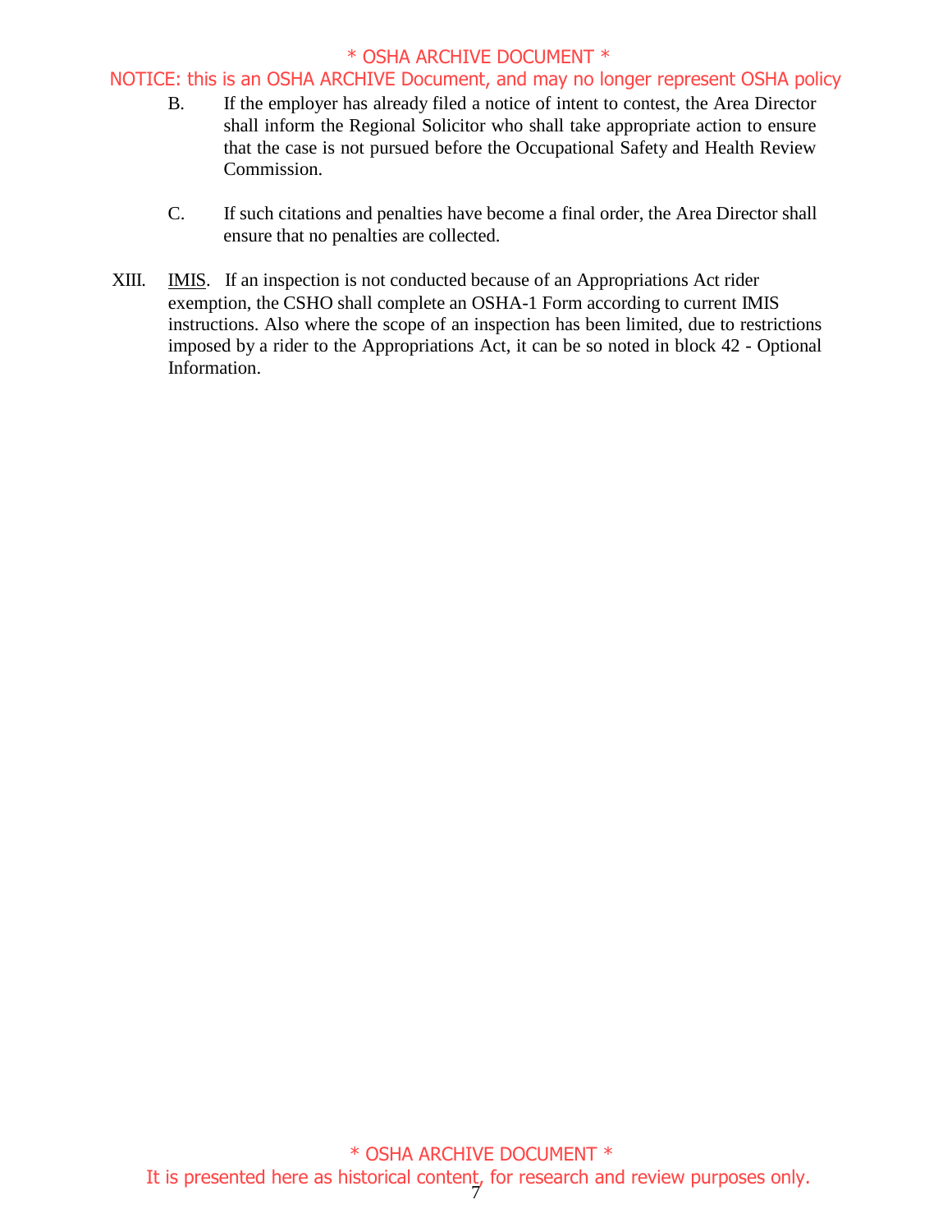B. If the employer has already filed a notice of intent to contest, the Area Director shall inform the Regional Solicitor who shall take appropriate action to ensure that the case is not pursued before the Occupational Safety and Health Review Commission.

C. If such citations and penalties have become a final order, the Area Director shall ensure that no penalties are collected.

XIII. IMIS. If an inspection is not conducted because of an Appropriations Act rider exemption, the CSHO shall complete an OSHA-1 Form according to current IMIS instructions. Also where the scope of an inspection has been limited, due to restrictions imposed by a rider to the Appropriations Act, it can be so noted in block 42 - Optional Information.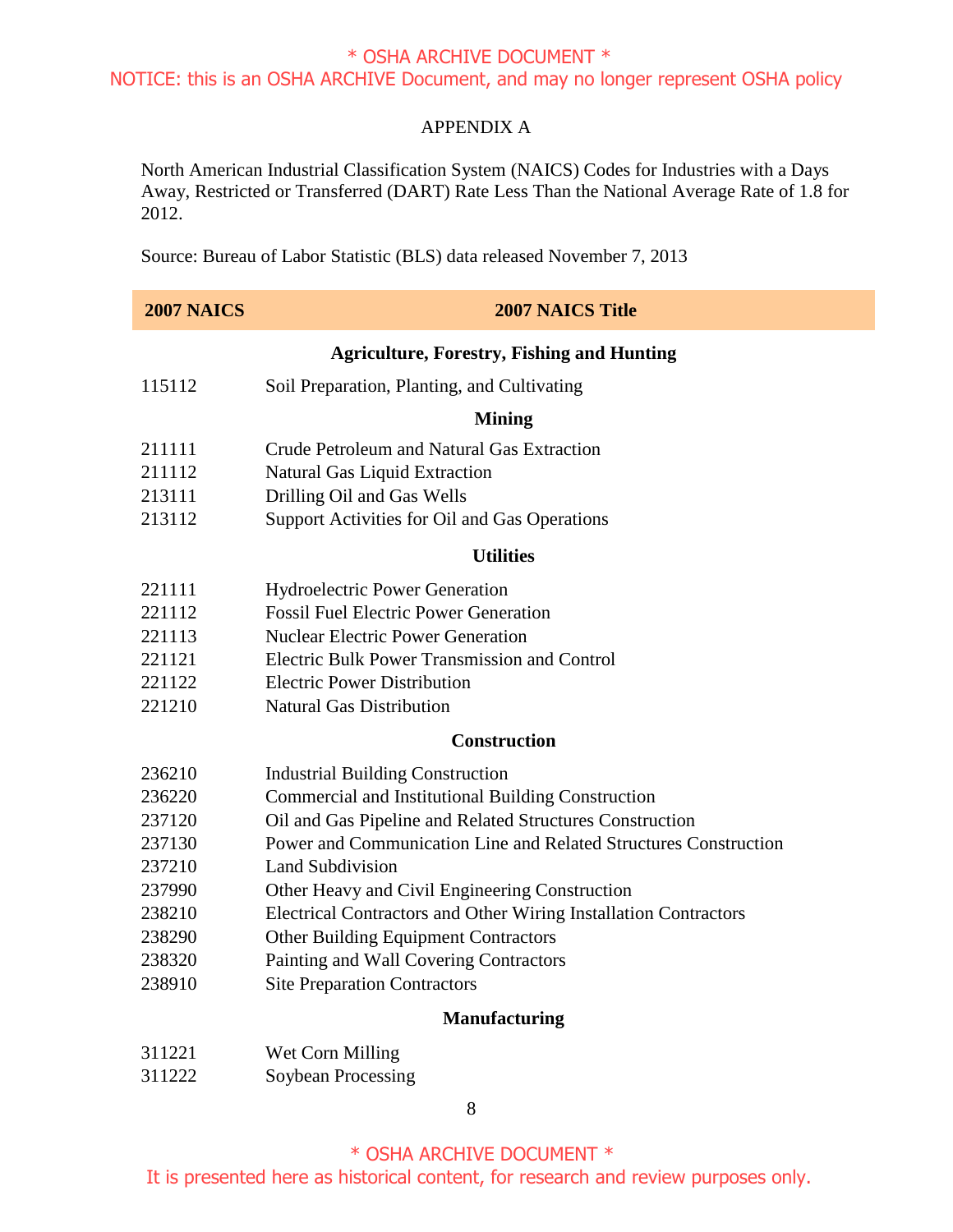APPENDIX A

North American Industrial Classification System (NAICS) Codes for Industries with a Days Away, Restricted or Transferred (DART) Rate Less Than the National Average Rate of 1.8 for 2012.

Source: Bureau of Labor Statistic (BLS) data released November 7, 2013

| 2007 NAICS | 2007 NAICS Title |
|---|---|
| | **Agriculture, Forestry, Fishing and Hunting** |
| 115112 | Soil Preparation, Planting, and Cultivating |
| | **Mining** |
| 211111 | Crude Petroleum and Natural Gas Extraction |
| 211112 | Natural Gas Liquid Extraction |
| 213111 | Drilling Oil and Gas Wells |
| 213112 | Support Activities for Oil and Gas Operations |
| | **Utilities** |
| 221111 | Hydroelectric Power Generation |
| 221112 | Fossil Fuel Electric Power Generation |
| 221113 | Nuclear Electric Power Generation |
| 221121 | Electric Bulk Power Transmission and Control |
| 221122 | Electric Power Distribution |
| 221210 | Natural Gas Distribution |
| | **Construction** |
| 236210 | Industrial Building Construction |
| 236220 | Commercial and Institutional Building Construction |
| 237120 | Oil and Gas Pipeline and Related Structures Construction |
| 237130 | Power and Communication Line and Related Structures Construction |
| 237210 | Land Subdivision |
| 237990 | Other Heavy and Civil Engineering Construction |
| 238210 | Electrical Contractors and Other Wiring Installation Contractors |
| 238290 | Other Building Equipment Contractors |
| 238320 | Painting and Wall Covering Contractors |
| 238910 | Site Preparation Contractors |
| | **Manufacturing** |
| 311221 | Wet Corn Milling |
| 311222 | Soybean Processing |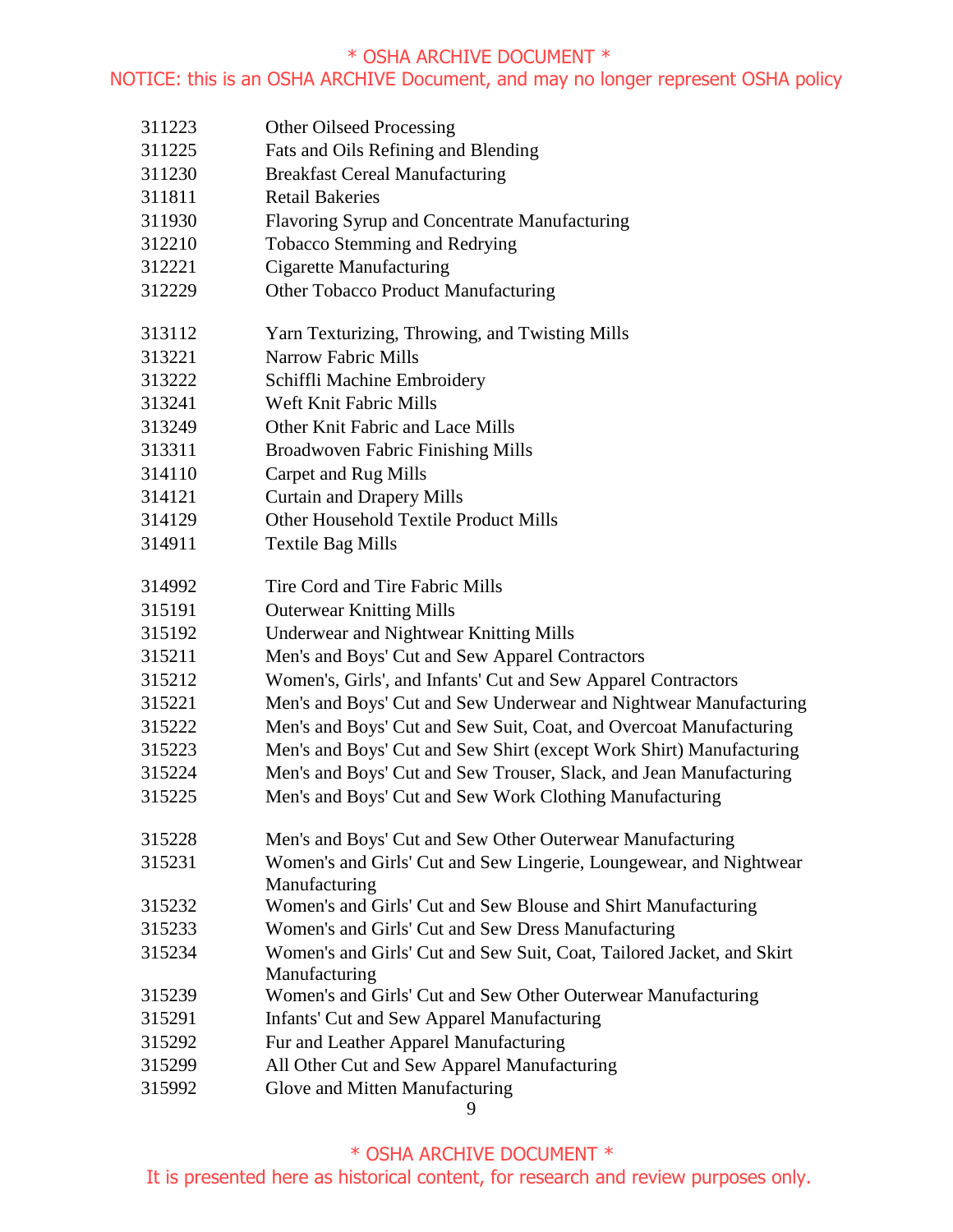| | |
|---|---|
| 311223 | Other Oilseed Processing |
| 311225 | Fats and Oils Refining and Blending |
| 311230 | Breakfast Cereal Manufacturing |
| 311811 | Retail Bakeries |
| 311930 | Flavoring Syrup and Concentrate Manufacturing |
| 312210 | Tobacco Stemming and Redrying |
| 312221 | Cigarette Manufacturing |
| 312229 | Other Tobacco Product Manufacturing |
| 313112 | Yarn Texturizing, Throwing, and Twisting Mills |
| 313221 | Narrow Fabric Mills |
| 313222 | Schiffli Machine Embroidery |
| 313241 | Weft Knit Fabric Mills |
| 313249 | Other Knit Fabric and Lace Mills |
| 313311 | Broadwoven Fabric Finishing Mills |
| 314110 | Carpet and Rug Mills |
| 314121 | Curtain and Drapery Mills |
| 314129 | Other Household Textile Product Mills |
| 314911 | Textile Bag Mills |
| 314992 | Tire Cord and Tire Fabric Mills |
| 315191 | Outerwear Knitting Mills |
| 315192 | Underwear and Nightwear Knitting Mills |
| 315211 | Men's and Boys' Cut and Sew Apparel Contractors |
| 315212 | Women's, Girls', and Infants' Cut and Sew Apparel Contractors |
| 315221 | Men's and Boys' Cut and Sew Underwear and Nightwear Manufacturing |
| 315222 | Men's and Boys' Cut and Sew Suit, Coat, and Overcoat Manufacturing |
| 315223 | Men's and Boys' Cut and Sew Shirt (except Work Shirt) Manufacturing |
| 315224 | Men's and Boys' Cut and Sew Trouser, Slack, and Jean Manufacturing |
| 315225 | Men's and Boys' Cut and Sew Work Clothing Manufacturing |
| 315228 | Men's and Boys' Cut and Sew Other Outerwear Manufacturing |
| 315231 | Women's and Girls' Cut and Sew Lingerie, Loungewear, and Nightwear Manufacturing |
| 315232 | Women's and Girls' Cut and Sew Blouse and Shirt Manufacturing |
| 315233 | Women's and Girls' Cut and Sew Dress Manufacturing |
| 315234 | Women's and Girls' Cut and Sew Suit, Coat, Tailored Jacket, and Skirt Manufacturing |
| 315239 | Women's and Girls' Cut and Sew Other Outerwear Manufacturing |
| 315291 | Infants' Cut and Sew Apparel Manufacturing |
| 315292 | Fur and Leather Apparel Manufacturing |
| 315299 | All Other Cut and Sew Apparel Manufacturing |
| 315992 | Glove and Mitten Manufacturing |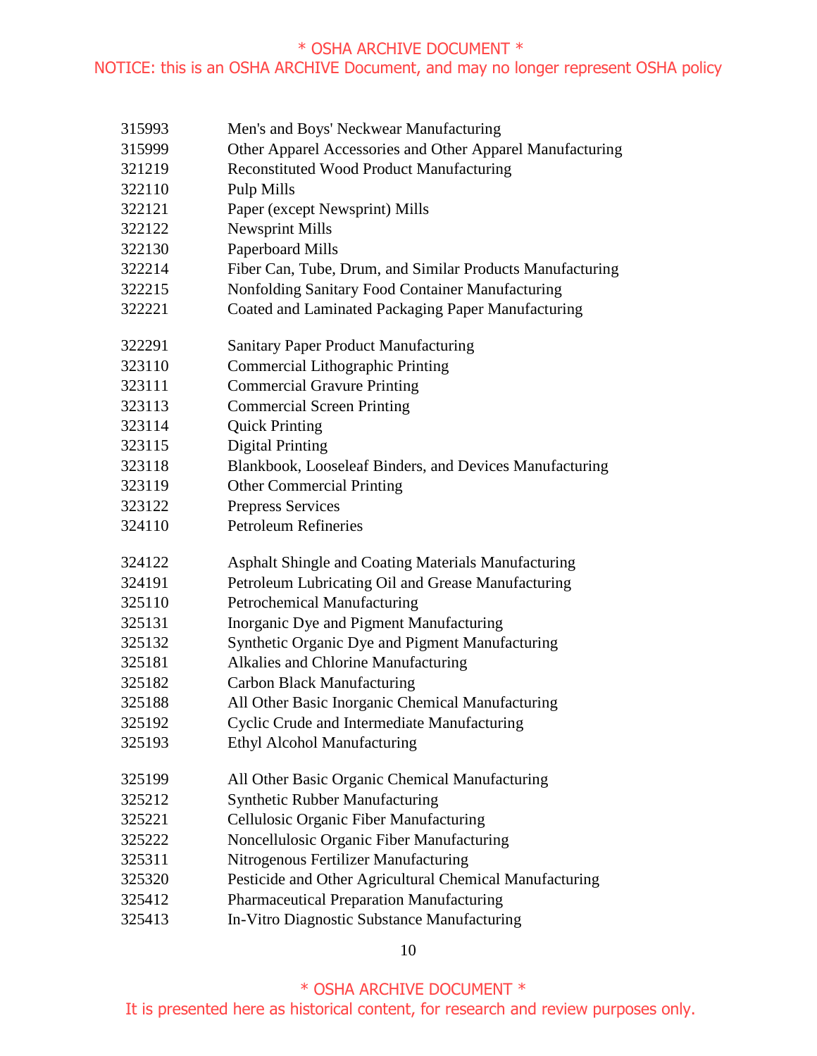| | |
|---|---|
| 315993 | Men's and Boys' Neckwear Manufacturing |
| 315999 | Other Apparel Accessories and Other Apparel Manufacturing |
| 321219 | Reconstituted Wood Product Manufacturing |
| 322110 | Pulp Mills |
| 322121 | Paper (except Newsprint) Mills |
| 322122 | Newsprint Mills |
| 322130 | Paperboard Mills |
| 322214 | Fiber Can, Tube, Drum, and Similar Products Manufacturing |
| 322215 | Nonfolding Sanitary Food Container Manufacturing |
| 322221 | Coated and Laminated Packaging Paper Manufacturing |
| 322291 | Sanitary Paper Product Manufacturing |
| 323110 | Commercial Lithographic Printing |
| 323111 | Commercial Gravure Printing |
| 323113 | Commercial Screen Printing |
| 323114 | Quick Printing |
| 323115 | Digital Printing |
| 323118 | Blankbook, Looseleaf Binders, and Devices Manufacturing |
| 323119 | Other Commercial Printing |
| 323122 | Prepress Services |
| 324110 | Petroleum Refineries |
| 324122 | Asphalt Shingle and Coating Materials Manufacturing |
| 324191 | Petroleum Lubricating Oil and Grease Manufacturing |
| 325110 | Petrochemical Manufacturing |
| 325131 | Inorganic Dye and Pigment Manufacturing |
| 325132 | Synthetic Organic Dye and Pigment Manufacturing |
| 325181 | Alkalies and Chlorine Manufacturing |
| 325182 | Carbon Black Manufacturing |
| 325188 | All Other Basic Inorganic Chemical Manufacturing |
| 325192 | Cyclic Crude and Intermediate Manufacturing |
| 325193 | Ethyl Alcohol Manufacturing |
| 325199 | All Other Basic Organic Chemical Manufacturing |
| 325212 | Synthetic Rubber Manufacturing |
| 325221 | Cellulosic Organic Fiber Manufacturing |
| 325222 | Noncellulosic Organic Fiber Manufacturing |
| 325311 | Nitrogenous Fertilizer Manufacturing |
| 325320 | Pesticide and Other Agricultural Chemical Manufacturing |
| 325412 | Pharmaceutical Preparation Manufacturing |
| 325413 | In-Vitro Diagnostic Substance Manufacturing |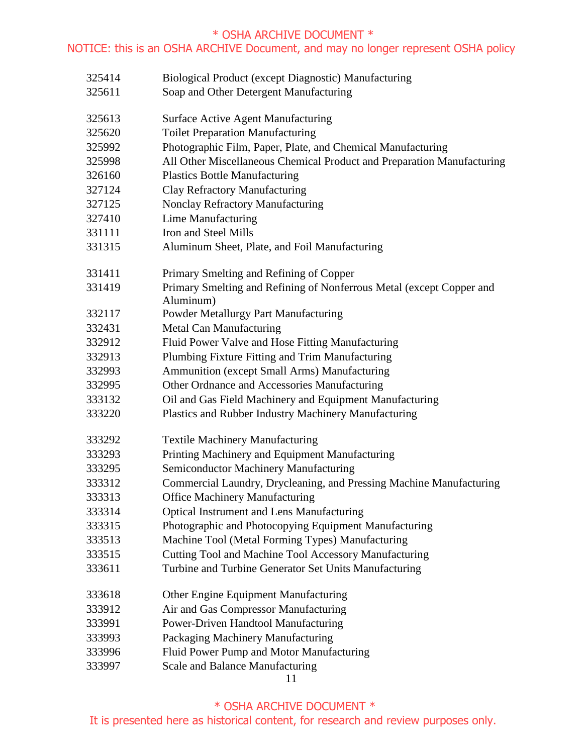| | |
|---|---|
| 325414 | Biological Product (except Diagnostic) Manufacturing |
| 325611 | Soap and Other Detergent Manufacturing |
| 325613 | Surface Active Agent Manufacturing |
| 325620 | Toilet Preparation Manufacturing |
| 325992 | Photographic Film, Paper, Plate, and Chemical Manufacturing |
| 325998 | All Other Miscellaneous Chemical Product and Preparation Manufacturing |
| 326160 | Plastics Bottle Manufacturing |
| 327124 | Clay Refractory Manufacturing |
| 327125 | Nonclay Refractory Manufacturing |
| 327410 | Lime Manufacturing |
| 331111 | Iron and Steel Mills |
| 331315 | Aluminum Sheet, Plate, and Foil Manufacturing |
| 331411 | Primary Smelting and Refining of Copper |
| 331419 | Primary Smelting and Refining of Nonferrous Metal (except Copper and Aluminum) |
| 332117 | Powder Metallurgy Part Manufacturing |
| 332431 | Metal Can Manufacturing |
| 332912 | Fluid Power Valve and Hose Fitting Manufacturing |
| 332913 | Plumbing Fixture Fitting and Trim Manufacturing |
| 332993 | Ammunition (except Small Arms) Manufacturing |
| 332995 | Other Ordnance and Accessories Manufacturing |
| 333132 | Oil and Gas Field Machinery and Equipment Manufacturing |
| 333220 | Plastics and Rubber Industry Machinery Manufacturing |
| 333292 | Textile Machinery Manufacturing |
| 333293 | Printing Machinery and Equipment Manufacturing |
| 333295 | Semiconductor Machinery Manufacturing |
| 333312 | Commercial Laundry, Drycleaning, and Pressing Machine Manufacturing |
| 333313 | Office Machinery Manufacturing |
| 333314 | Optical Instrument and Lens Manufacturing |
| 333315 | Photographic and Photocopying Equipment Manufacturing |
| 333513 | Machine Tool (Metal Forming Types) Manufacturing |
| 333515 | Cutting Tool and Machine Tool Accessory Manufacturing |
| 333611 | Turbine and Turbine Generator Set Units Manufacturing |
| 333618 | Other Engine Equipment Manufacturing |
| 333912 | Air and Gas Compressor Manufacturing |
| 333991 | Power-Driven Handtool Manufacturing |
| 333993 | Packaging Machinery Manufacturing |
| 333996 | Fluid Power Pump and Motor Manufacturing |
| 333997 | Scale and Balance Manufacturing |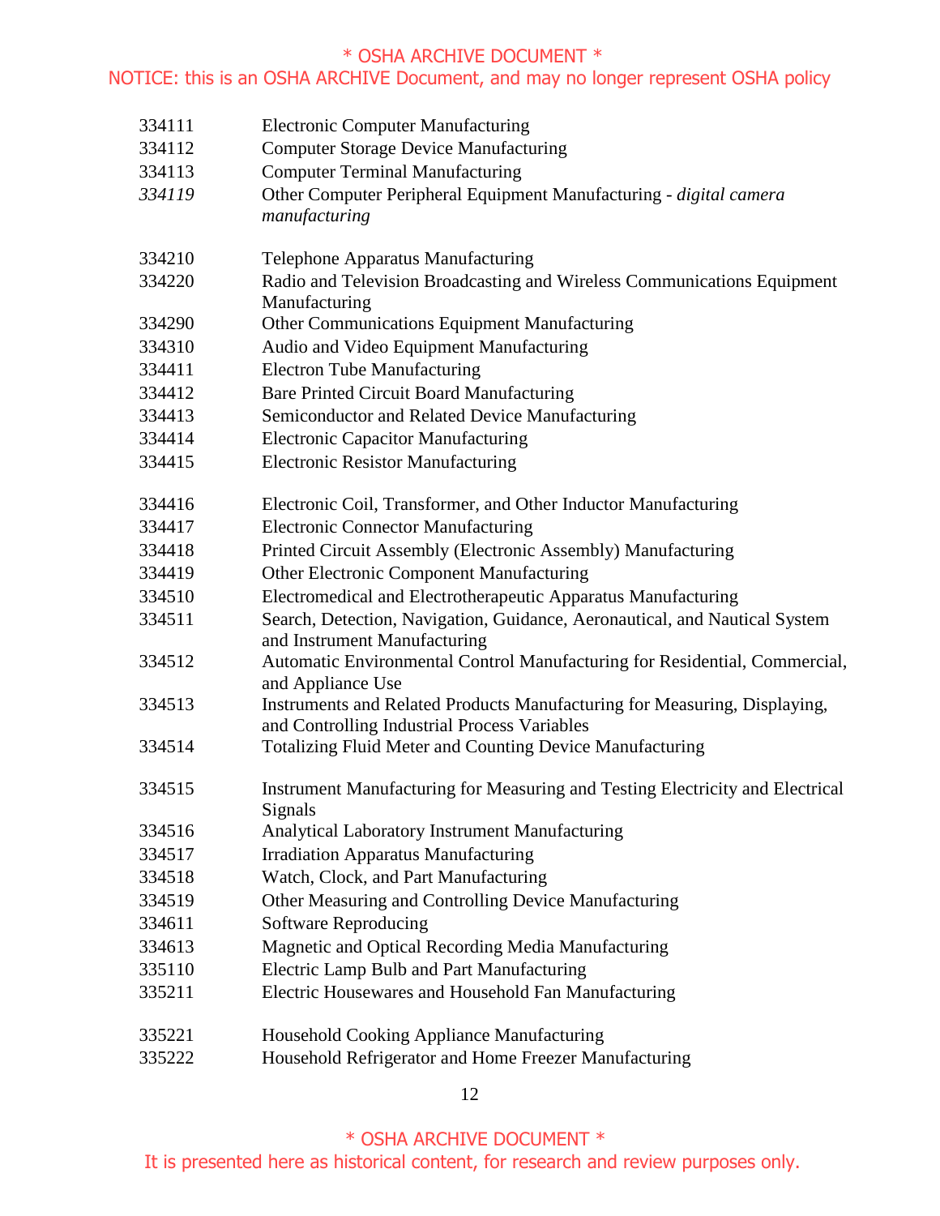| | |
|---|---|
| 334111 | Electronic Computer Manufacturing |
| 334112 | Computer Storage Device Manufacturing |
| 334113 | Computer Terminal Manufacturing |
| *334119* | Other Computer Peripheral Equipment Manufacturing - *digital camera manufacturing* |
| 334210 | Telephone Apparatus Manufacturing |
| 334220 | Radio and Television Broadcasting and Wireless Communications Equipment Manufacturing |
| 334290 | Other Communications Equipment Manufacturing |
| 334310 | Audio and Video Equipment Manufacturing |
| 334411 | Electron Tube Manufacturing |
| 334412 | Bare Printed Circuit Board Manufacturing |
| 334413 | Semiconductor and Related Device Manufacturing |
| 334414 | Electronic Capacitor Manufacturing |
| 334415 | Electronic Resistor Manufacturing |
| 334416 | Electronic Coil, Transformer, and Other Inductor Manufacturing |
| 334417 | Electronic Connector Manufacturing |
| 334418 | Printed Circuit Assembly (Electronic Assembly) Manufacturing |
| 334419 | Other Electronic Component Manufacturing |
| 334510 | Electromedical and Electrotherapeutic Apparatus Manufacturing |
| 334511 | Search, Detection, Navigation, Guidance, Aeronautical, and Nautical System and Instrument Manufacturing |
| 334512 | Automatic Environmental Control Manufacturing for Residential, Commercial, and Appliance Use |
| 334513 | Instruments and Related Products Manufacturing for Measuring, Displaying, and Controlling Industrial Process Variables |
| 334514 | Totalizing Fluid Meter and Counting Device Manufacturing |
| 334515 | Instrument Manufacturing for Measuring and Testing Electricity and Electrical Signals |
| 334516 | Analytical Laboratory Instrument Manufacturing |
| 334517 | Irradiation Apparatus Manufacturing |
| 334518 | Watch, Clock, and Part Manufacturing |
| 334519 | Other Measuring and Controlling Device Manufacturing |
| 334611 | Software Reproducing |
| 334613 | Magnetic and Optical Recording Media Manufacturing |
| 335110 | Electric Lamp Bulb and Part Manufacturing |
| 335211 | Electric Housewares and Household Fan Manufacturing |
| 335221 | Household Cooking Appliance Manufacturing |
| 335222 | Household Refrigerator and Home Freezer Manufacturing |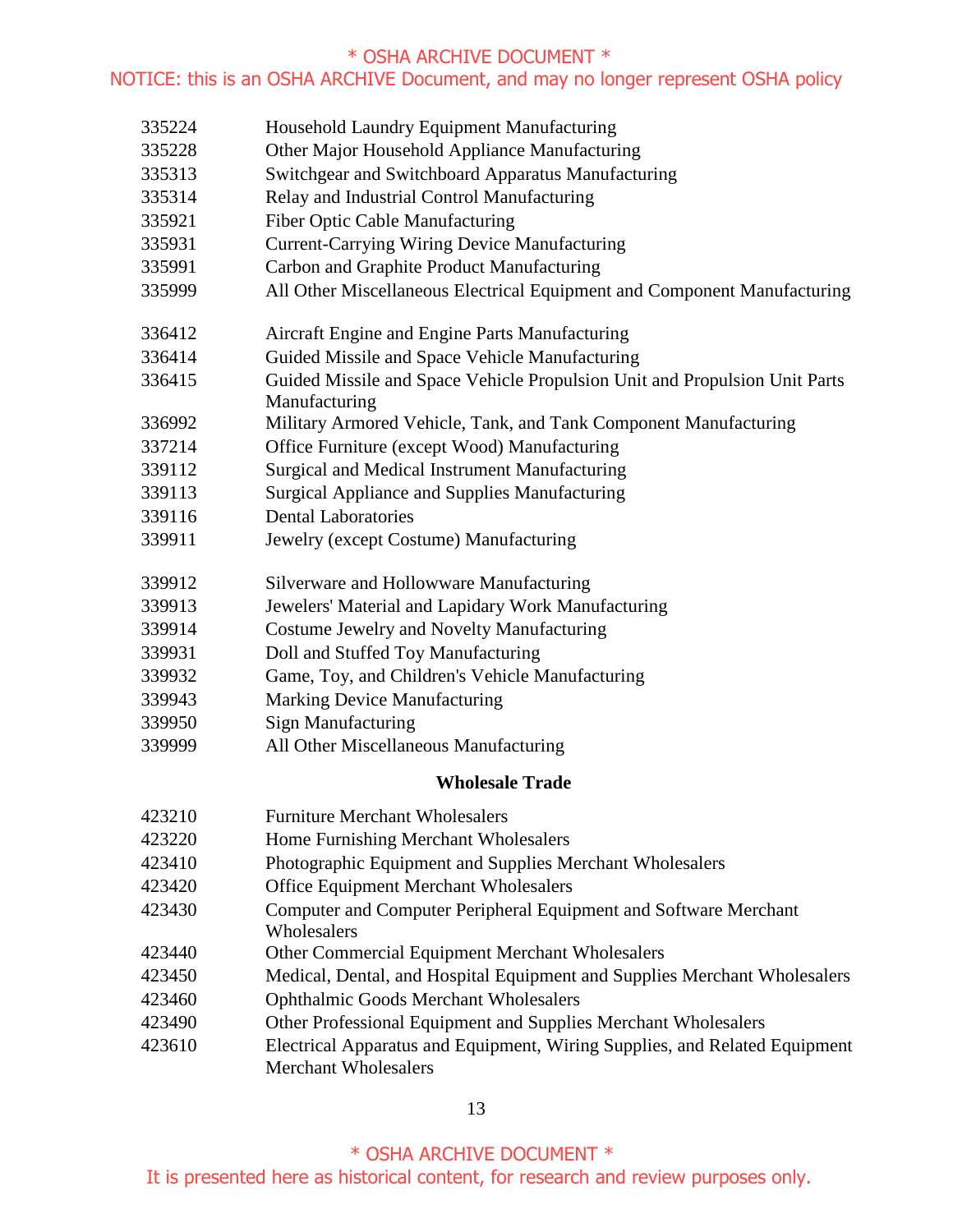| | |
|---|---|
| 335224 | Household Laundry Equipment Manufacturing |
| 335228 | Other Major Household Appliance Manufacturing |
| 335313 | Switchgear and Switchboard Apparatus Manufacturing |
| 335314 | Relay and Industrial Control Manufacturing |
| 335921 | Fiber Optic Cable Manufacturing |
| 335931 | Current-Carrying Wiring Device Manufacturing |
| 335991 | Carbon and Graphite Product Manufacturing |
| 335999 | All Other Miscellaneous Electrical Equipment and Component Manufacturing |
| 336412 | Aircraft Engine and Engine Parts Manufacturing |
| 336414 | Guided Missile and Space Vehicle Manufacturing |
| 336415 | Guided Missile and Space Vehicle Propulsion Unit and Propulsion Unit Parts Manufacturing |
| 336992 | Military Armored Vehicle, Tank, and Tank Component Manufacturing |
| 337214 | Office Furniture (except Wood) Manufacturing |
| 339112 | Surgical and Medical Instrument Manufacturing |
| 339113 | Surgical Appliance and Supplies Manufacturing |
| 339116 | Dental Laboratories |
| 339911 | Jewelry (except Costume) Manufacturing |
| 339912 | Silverware and Hollowware Manufacturing |
| 339913 | Jewelers' Material and Lapidary Work Manufacturing |
| 339914 | Costume Jewelry and Novelty Manufacturing |
| 339931 | Doll and Stuffed Toy Manufacturing |
| 339932 | Game, Toy, and Children's Vehicle Manufacturing |
| 339943 | Marking Device Manufacturing |
| 339950 | Sign Manufacturing |
| 339999 | All Other Miscellaneous Manufacturing |

**Wholesale Trade**

| | |
|---|---|
| 423210 | Furniture Merchant Wholesalers |
| 423220 | Home Furnishing Merchant Wholesalers |
| 423410 | Photographic Equipment and Supplies Merchant Wholesalers |
| 423420 | Office Equipment Merchant Wholesalers |
| 423430 | Computer and Computer Peripheral Equipment and Software Merchant Wholesalers |
| 423440 | Other Commercial Equipment Merchant Wholesalers |
| 423450 | Medical, Dental, and Hospital Equipment and Supplies Merchant Wholesalers |
| 423460 | Ophthalmic Goods Merchant Wholesalers |
| 423490 | Other Professional Equipment and Supplies Merchant Wholesalers |
| 423610 | Electrical Apparatus and Equipment, Wiring Supplies, and Related Equipment Merchant Wholesalers |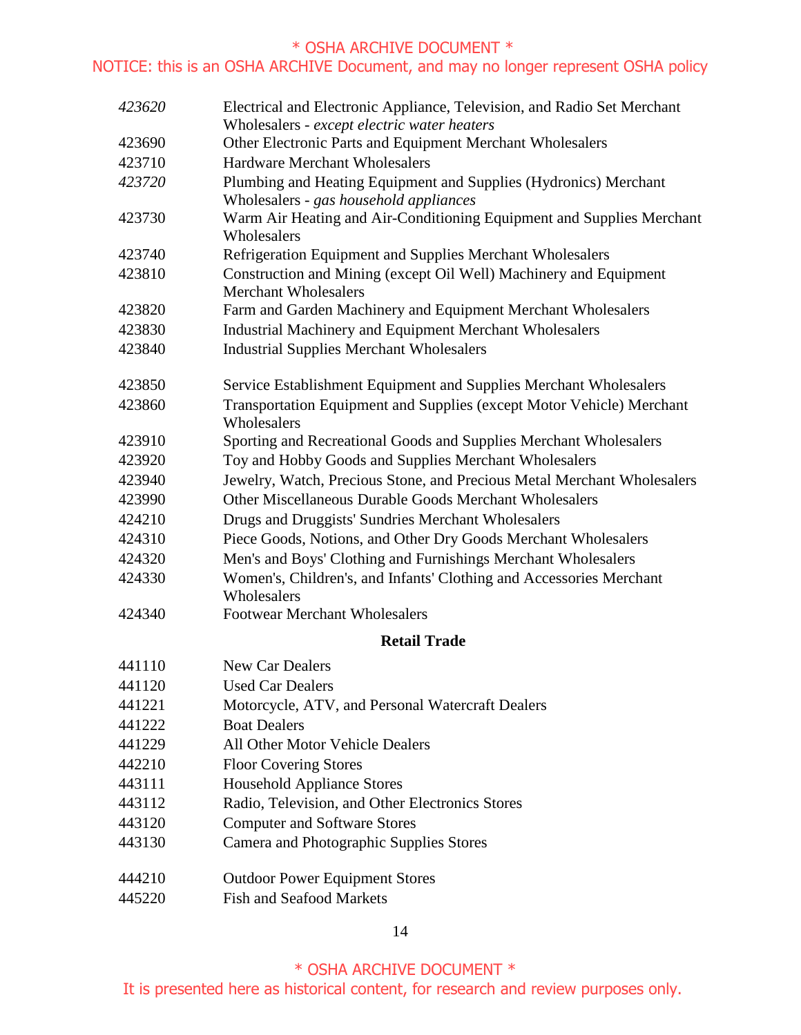| | |
|---|---|
| *423620* | Electrical and Electronic Appliance, Television, and Radio Set Merchant Wholesalers - *except electric water heaters* |
| 423690 | Other Electronic Parts and Equipment Merchant Wholesalers |
| 423710 | Hardware Merchant Wholesalers |
| *423720* | Plumbing and Heating Equipment and Supplies (Hydronics) Merchant Wholesalers - *gas household appliances* |
| 423730 | Warm Air Heating and Air-Conditioning Equipment and Supplies Merchant Wholesalers |
| 423740 | Refrigeration Equipment and Supplies Merchant Wholesalers |
| 423810 | Construction and Mining (except Oil Well) Machinery and Equipment Merchant Wholesalers |
| 423820 | Farm and Garden Machinery and Equipment Merchant Wholesalers |
| 423830 | Industrial Machinery and Equipment Merchant Wholesalers |
| 423840 | Industrial Supplies Merchant Wholesalers |
| 423850 | Service Establishment Equipment and Supplies Merchant Wholesalers |
| 423860 | Transportation Equipment and Supplies (except Motor Vehicle) Merchant Wholesalers |
| 423910 | Sporting and Recreational Goods and Supplies Merchant Wholesalers |
| 423920 | Toy and Hobby Goods and Supplies Merchant Wholesalers |
| 423940 | Jewelry, Watch, Precious Stone, and Precious Metal Merchant Wholesalers |
| 423990 | Other Miscellaneous Durable Goods Merchant Wholesalers |
| 424210 | Drugs and Druggists' Sundries Merchant Wholesalers |
| 424310 | Piece Goods, Notions, and Other Dry Goods Merchant Wholesalers |
| 424320 | Men's and Boys' Clothing and Furnishings Merchant Wholesalers |
| 424330 | Women's, Children's, and Infants' Clothing and Accessories Merchant Wholesalers |
| 424340 | Footwear Merchant Wholesalers |

**Retail Trade**

| | |
|---|---|
| 441110 | New Car Dealers |
| 441120 | Used Car Dealers |
| 441221 | Motorcycle, ATV, and Personal Watercraft Dealers |
| 441222 | Boat Dealers |
| 441229 | All Other Motor Vehicle Dealers |
| 442210 | Floor Covering Stores |
| 443111 | Household Appliance Stores |
| 443112 | Radio, Television, and Other Electronics Stores |
| 443120 | Computer and Software Stores |
| 443130 | Camera and Photographic Supplies Stores |
| 444210 | Outdoor Power Equipment Stores |
| 445220 | Fish and Seafood Markets |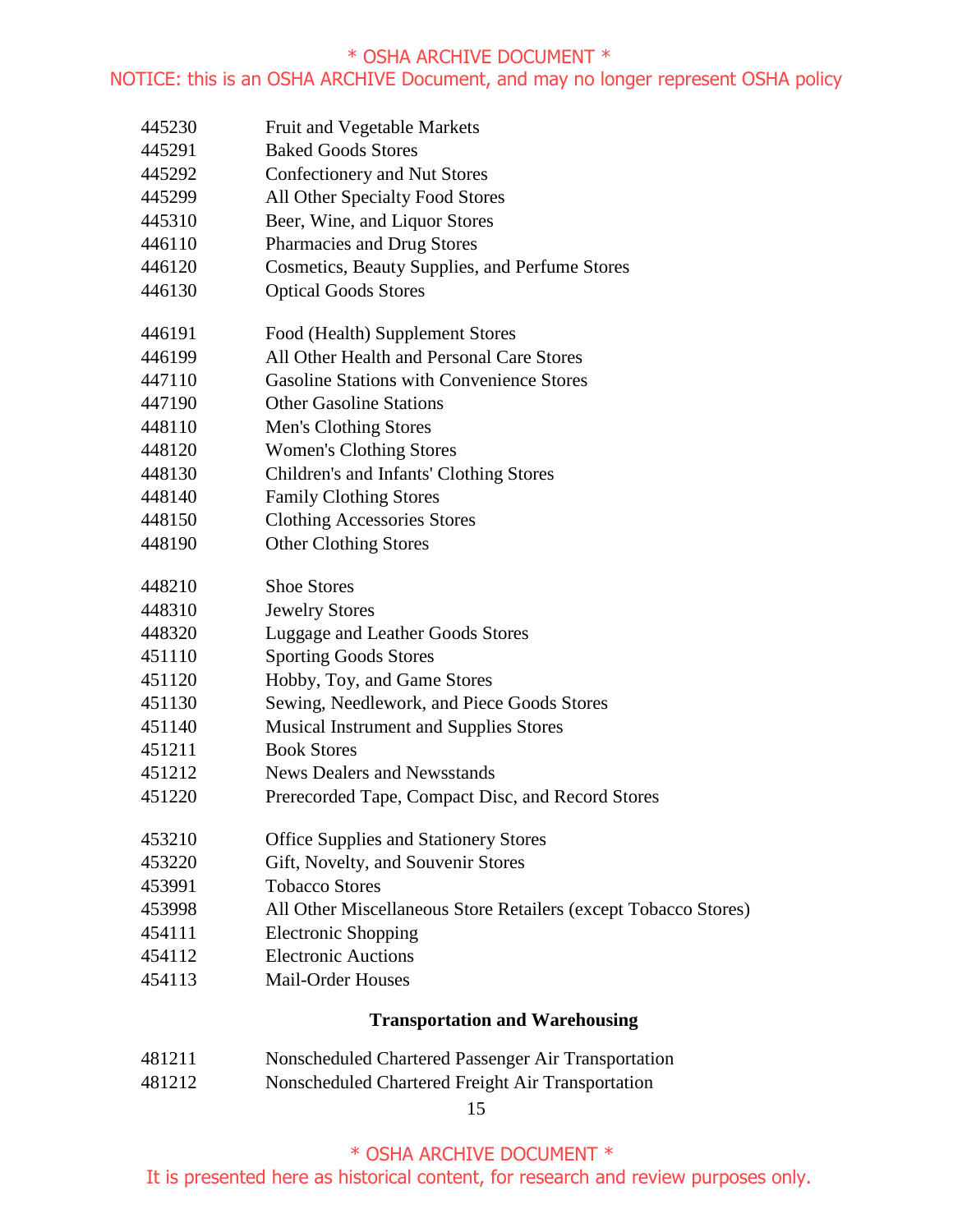| | |
|---|---|
| 445230 | Fruit and Vegetable Markets |
| 445291 | Baked Goods Stores |
| 445292 | Confectionery and Nut Stores |
| 445299 | All Other Specialty Food Stores |
| 445310 | Beer, Wine, and Liquor Stores |
| 446110 | Pharmacies and Drug Stores |
| 446120 | Cosmetics, Beauty Supplies, and Perfume Stores |
| 446130 | Optical Goods Stores |
| 446191 | Food (Health) Supplement Stores |
| 446199 | All Other Health and Personal Care Stores |
| 447110 | Gasoline Stations with Convenience Stores |
| 447190 | Other Gasoline Stations |
| 448110 | Men's Clothing Stores |
| 448120 | Women's Clothing Stores |
| 448130 | Children's and Infants' Clothing Stores |
| 448140 | Family Clothing Stores |
| 448150 | Clothing Accessories Stores |
| 448190 | Other Clothing Stores |
| 448210 | Shoe Stores |
| 448310 | Jewelry Stores |
| 448320 | Luggage and Leather Goods Stores |
| 451110 | Sporting Goods Stores |
| 451120 | Hobby, Toy, and Game Stores |
| 451130 | Sewing, Needlework, and Piece Goods Stores |
| 451140 | Musical Instrument and Supplies Stores |
| 451211 | Book Stores |
| 451212 | News Dealers and Newsstands |
| 451220 | Prerecorded Tape, Compact Disc, and Record Stores |
| 453210 | Office Supplies and Stationery Stores |
| 453220 | Gift, Novelty, and Souvenir Stores |
| 453991 | Tobacco Stores |
| 453998 | All Other Miscellaneous Store Retailers (except Tobacco Stores) |
| 454111 | Electronic Shopping |
| 454112 | Electronic Auctions |
| 454113 | Mail-Order Houses |

**Transportation and Warehousing**

| | |
|---|---|
| 481211 | Nonscheduled Chartered Passenger Air Transportation |
| 481212 | Nonscheduled Chartered Freight Air Transportation |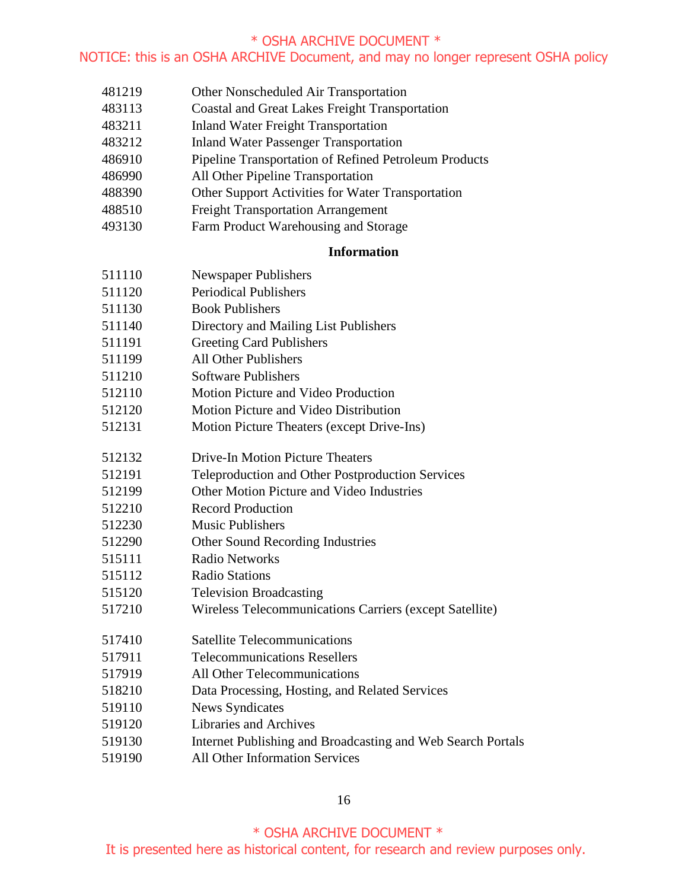| | |
|---|---|
| 481219 | Other Nonscheduled Air Transportation |
| 483113 | Coastal and Great Lakes Freight Transportation |
| 483211 | Inland Water Freight Transportation |
| 483212 | Inland Water Passenger Transportation |
| 486910 | Pipeline Transportation of Refined Petroleum Products |
| 486990 | All Other Pipeline Transportation |
| 488390 | Other Support Activities for Water Transportation |
| 488510 | Freight Transportation Arrangement |
| 493130 | Farm Product Warehousing and Storage |

**Information**

| | |
|---|---|
| 511110 | Newspaper Publishers |
| 511120 | Periodical Publishers |
| 511130 | Book Publishers |
| 511140 | Directory and Mailing List Publishers |
| 511191 | Greeting Card Publishers |
| 511199 | All Other Publishers |
| 511210 | Software Publishers |
| 512110 | Motion Picture and Video Production |
| 512120 | Motion Picture and Video Distribution |
| 512131 | Motion Picture Theaters (except Drive-Ins) |
| 512132 | Drive-In Motion Picture Theaters |
| 512191 | Teleproduction and Other Postproduction Services |
| 512199 | Other Motion Picture and Video Industries |
| 512210 | Record Production |
| 512230 | Music Publishers |
| 512290 | Other Sound Recording Industries |
| 515111 | Radio Networks |
| 515112 | Radio Stations |
| 515120 | Television Broadcasting |
| 517210 | Wireless Telecommunications Carriers (except Satellite) |
| 517410 | Satellite Telecommunications |
| 517911 | Telecommunications Resellers |
| 517919 | All Other Telecommunications |
| 518210 | Data Processing, Hosting, and Related Services |
| 519110 | News Syndicates |
| 519120 | Libraries and Archives |
| 519130 | Internet Publishing and Broadcasting and Web Search Portals |
| 519190 | All Other Information Services |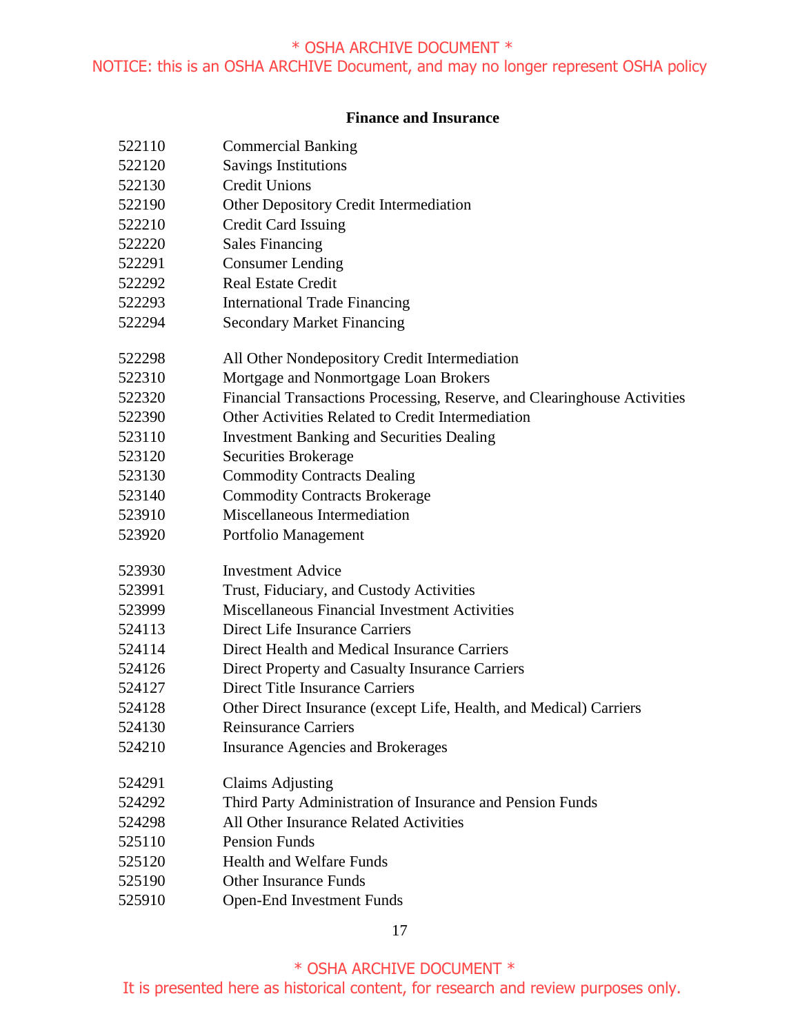**Finance and Insurance**

| | |
|---|---|
| 522110 | Commercial Banking |
| 522120 | Savings Institutions |
| 522130 | Credit Unions |
| 522190 | Other Depository Credit Intermediation |
| 522210 | Credit Card Issuing |
| 522220 | Sales Financing |
| 522291 | Consumer Lending |
| 522292 | Real Estate Credit |
| 522293 | International Trade Financing |
| 522294 | Secondary Market Financing |
| 522298 | All Other Nondepository Credit Intermediation |
| 522310 | Mortgage and Nonmortgage Loan Brokers |
| 522320 | Financial Transactions Processing, Reserve, and Clearinghouse Activities |
| 522390 | Other Activities Related to Credit Intermediation |
| 523110 | Investment Banking and Securities Dealing |
| 523120 | Securities Brokerage |
| 523130 | Commodity Contracts Dealing |
| 523140 | Commodity Contracts Brokerage |
| 523910 | Miscellaneous Intermediation |
| 523920 | Portfolio Management |
| 523930 | Investment Advice |
| 523991 | Trust, Fiduciary, and Custody Activities |
| 523999 | Miscellaneous Financial Investment Activities |
| 524113 | Direct Life Insurance Carriers |
| 524114 | Direct Health and Medical Insurance Carriers |
| 524126 | Direct Property and Casualty Insurance Carriers |
| 524127 | Direct Title Insurance Carriers |
| 524128 | Other Direct Insurance (except Life, Health, and Medical) Carriers |
| 524130 | Reinsurance Carriers |
| 524210 | Insurance Agencies and Brokerages |
| 524291 | Claims Adjusting |
| 524292 | Third Party Administration of Insurance and Pension Funds |
| 524298 | All Other Insurance Related Activities |
| 525110 | Pension Funds |
| 525120 | Health and Welfare Funds |
| 525190 | Other Insurance Funds |
| 525910 | Open-End Investment Funds |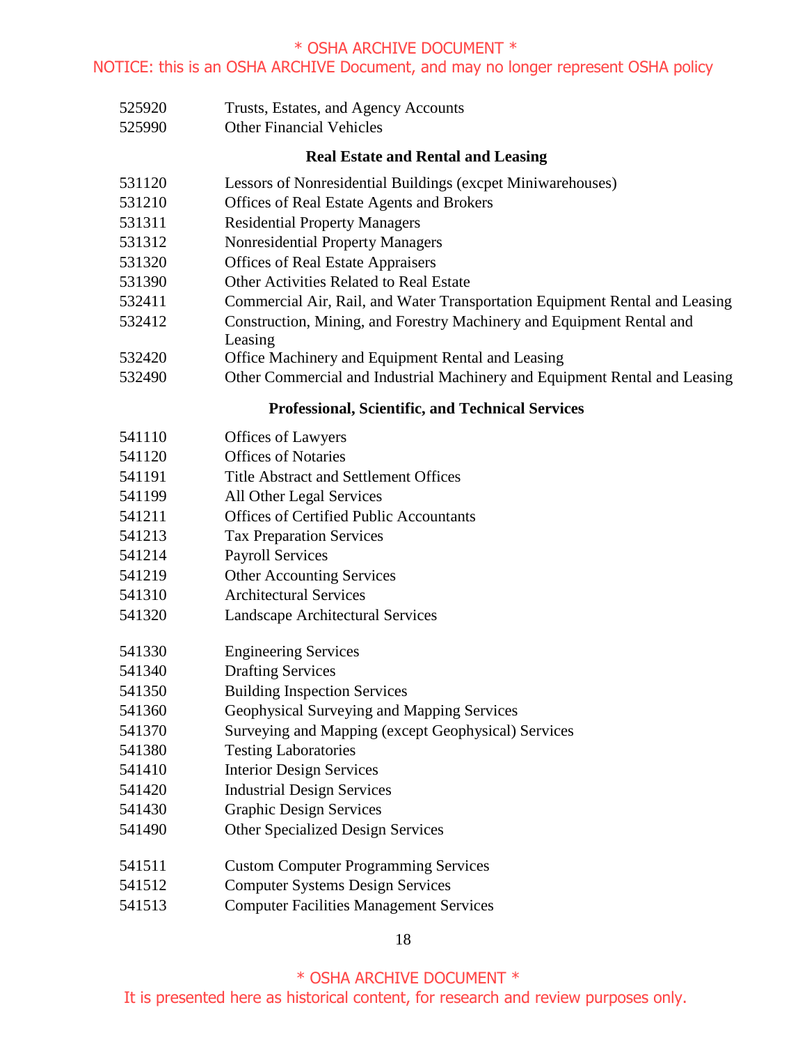525920 Trusts, Estates, and Agency Accounts
525990 Other Financial Vehicles

**Real Estate and Rental and Leasing**

531120 Lessors of Nonresidential Buildings (excpet Miniwarehouses)
531210 Offices of Real Estate Agents and Brokers
531311 Residential Property Managers
531312 Nonresidential Property Managers
531320 Offices of Real Estate Appraisers
531390 Other Activities Related to Real Estate
532411 Commercial Air, Rail, and Water Transportation Equipment Rental and Leasing
532412 Construction, Mining, and Forestry Machinery and Equipment Rental and Leasing
532420 Office Machinery and Equipment Rental and Leasing
532490 Other Commercial and Industrial Machinery and Equipment Rental and Leasing

**Professional, Scientific, and Technical Services**

541110 Offices of Lawyers
541120 Offices of Notaries
541191 Title Abstract and Settlement Offices
541199 All Other Legal Services
541211 Offices of Certified Public Accountants
541213 Tax Preparation Services
541214 Payroll Services
541219 Other Accounting Services
541310 Architectural Services
541320 Landscape Architectural Services

541330 Engineering Services
541340 Drafting Services
541350 Building Inspection Services
541360 Geophysical Surveying and Mapping Services
541370 Surveying and Mapping (except Geophysical) Services
541380 Testing Laboratories
541410 Interior Design Services
541420 Industrial Design Services
541430 Graphic Design Services
541490 Other Specialized Design Services

541511 Custom Computer Programming Services
541512 Computer Systems Design Services
541513 Computer Facilities Management Services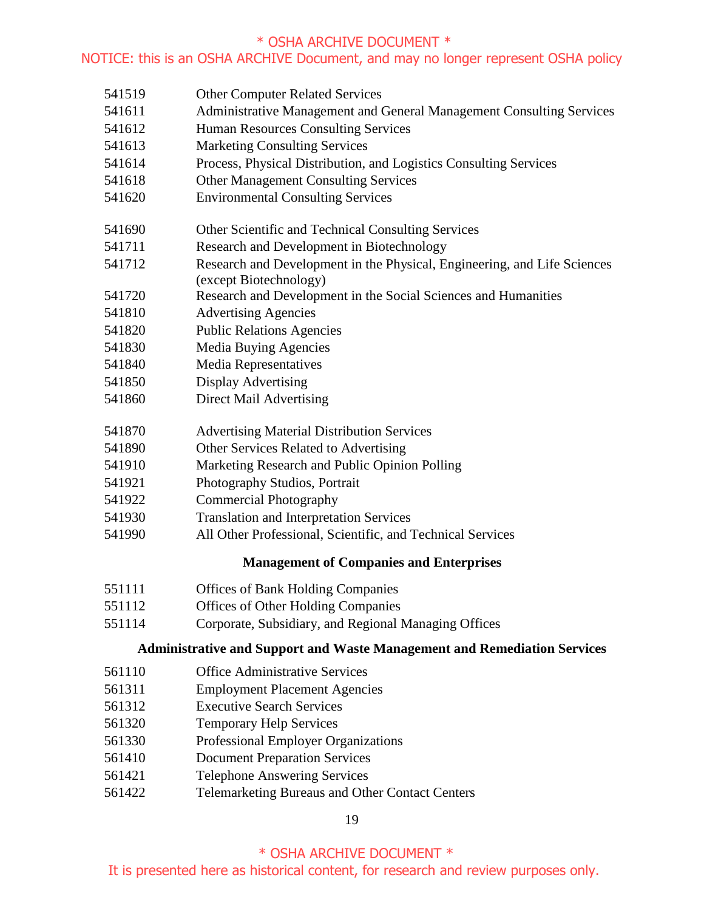| | |
|---|---|
| 541519 | Other Computer Related Services |
| 541611 | Administrative Management and General Management Consulting Services |
| 541612 | Human Resources Consulting Services |
| 541613 | Marketing Consulting Services |
| 541614 | Process, Physical Distribution, and Logistics Consulting Services |
| 541618 | Other Management Consulting Services |
| 541620 | Environmental Consulting Services |
| 541690 | Other Scientific and Technical Consulting Services |
| 541711 | Research and Development in Biotechnology |
| 541712 | Research and Development in the Physical, Engineering, and Life Sciences (except Biotechnology) |
| 541720 | Research and Development in the Social Sciences and Humanities |
| 541810 | Advertising Agencies |
| 541820 | Public Relations Agencies |
| 541830 | Media Buying Agencies |
| 541840 | Media Representatives |
| 541850 | Display Advertising |
| 541860 | Direct Mail Advertising |
| 541870 | Advertising Material Distribution Services |
| 541890 | Other Services Related to Advertising |
| 541910 | Marketing Research and Public Opinion Polling |
| 541921 | Photography Studios, Portrait |
| 541922 | Commercial Photography |
| 541930 | Translation and Interpretation Services |
| 541990 | All Other Professional, Scientific, and Technical Services |

**Management of Companies and Enterprises**

| | |
|---|---|
| 551111 | Offices of Bank Holding Companies |
| 551112 | Offices of Other Holding Companies |
| 551114 | Corporate, Subsidiary, and Regional Managing Offices |

**Administrative and Support and Waste Management and Remediation Services**

| | |
|---|---|
| 561110 | Office Administrative Services |
| 561311 | Employment Placement Agencies |
| 561312 | Executive Search Services |
| 561320 | Temporary Help Services |
| 561330 | Professional Employer Organizations |
| 561410 | Document Preparation Services |
| 561421 | Telephone Answering Services |
| 561422 | Telemarketing Bureaus and Other Contact Centers |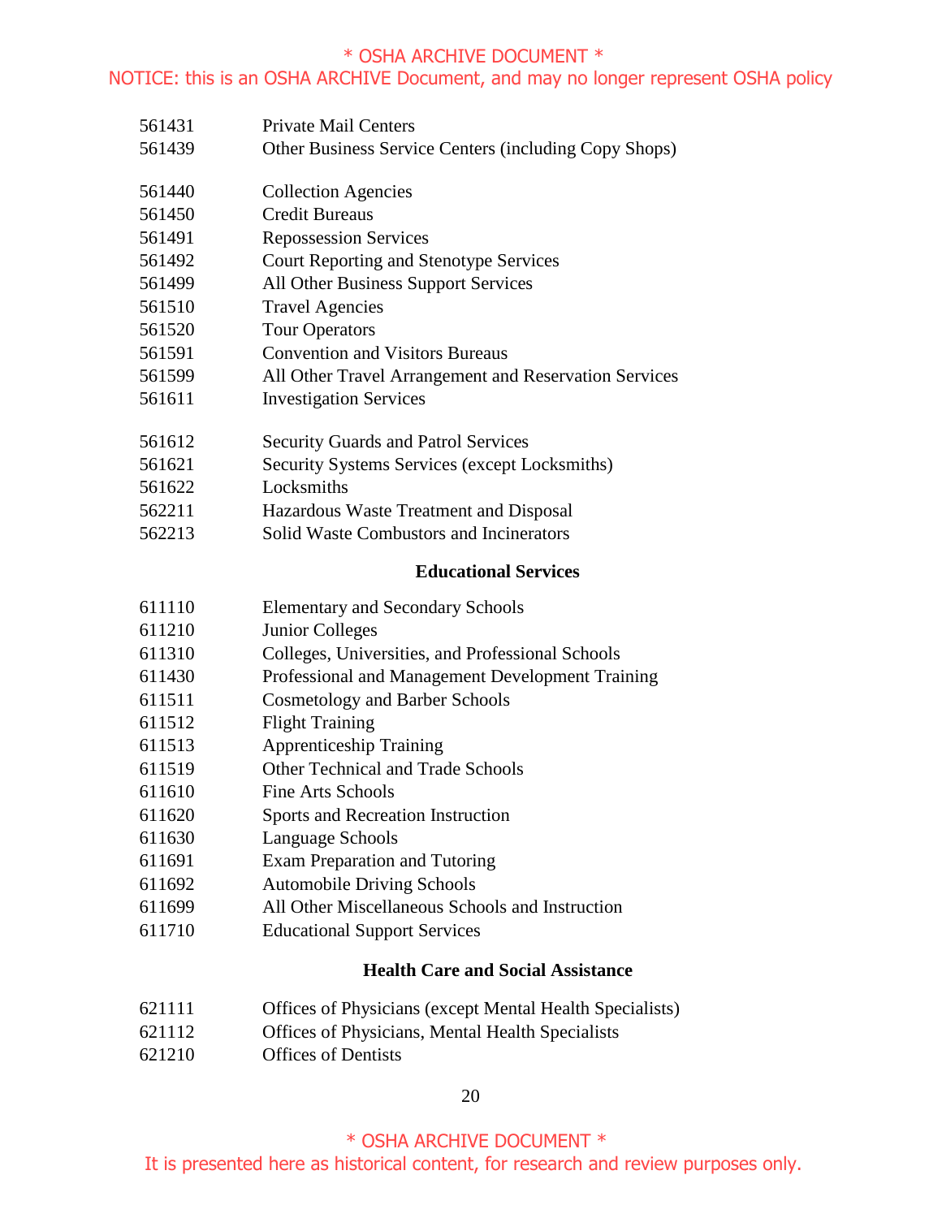| | |
|---|---|
| 561431 | Private Mail Centers |
| 561439 | Other Business Service Centers (including Copy Shops) |
| 561440 | Collection Agencies |
| 561450 | Credit Bureaus |
| 561491 | Repossession Services |
| 561492 | Court Reporting and Stenotype Services |
| 561499 | All Other Business Support Services |
| 561510 | Travel Agencies |
| 561520 | Tour Operators |
| 561591 | Convention and Visitors Bureaus |
| 561599 | All Other Travel Arrangement and Reservation Services |
| 561611 | Investigation Services |
| 561612 | Security Guards and Patrol Services |
| 561621 | Security Systems Services (except Locksmiths) |
| 561622 | Locksmiths |
| 562211 | Hazardous Waste Treatment and Disposal |
| 562213 | Solid Waste Combustors and Incinerators |

**Educational Services**

| | |
|---|---|
| 611110 | Elementary and Secondary Schools |
| 611210 | Junior Colleges |
| 611310 | Colleges, Universities, and Professional Schools |
| 611430 | Professional and Management Development Training |
| 611511 | Cosmetology and Barber Schools |
| 611512 | Flight Training |
| 611513 | Apprenticeship Training |
| 611519 | Other Technical and Trade Schools |
| 611610 | Fine Arts Schools |
| 611620 | Sports and Recreation Instruction |
| 611630 | Language Schools |
| 611691 | Exam Preparation and Tutoring |
| 611692 | Automobile Driving Schools |
| 611699 | All Other Miscellaneous Schools and Instruction |
| 611710 | Educational Support Services |

**Health Care and Social Assistance**

| | |
|---|---|
| 621111 | Offices of Physicians (except Mental Health Specialists) |
| 621112 | Offices of Physicians, Mental Health Specialists |
| 621210 | Offices of Dentists |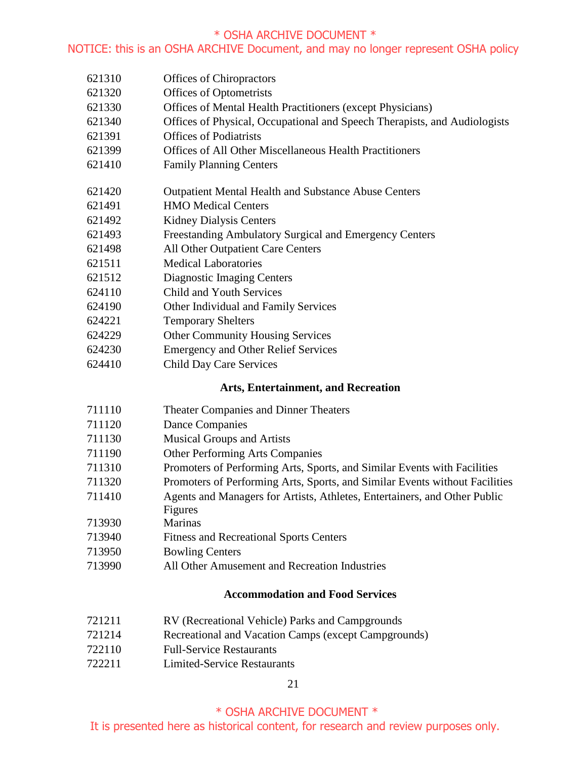| | |
|---|---|
| 621310 | Offices of Chiropractors |
| 621320 | Offices of Optometrists |
| 621330 | Offices of Mental Health Practitioners (except Physicians) |
| 621340 | Offices of Physical, Occupational and Speech Therapists, and Audiologists |
| 621391 | Offices of Podiatrists |
| 621399 | Offices of All Other Miscellaneous Health Practitioners |
| 621410 | Family Planning Centers |
| 621420 | Outpatient Mental Health and Substance Abuse Centers |
| 621491 | HMO Medical Centers |
| 621492 | Kidney Dialysis Centers |
| 621493 | Freestanding Ambulatory Surgical and Emergency Centers |
| 621498 | All Other Outpatient Care Centers |
| 621511 | Medical Laboratories |
| 621512 | Diagnostic Imaging Centers |
| 624110 | Child and Youth Services |
| 624190 | Other Individual and Family Services |
| 624221 | Temporary Shelters |
| 624229 | Other Community Housing Services |
| 624230 | Emergency and Other Relief Services |
| 624410 | Child Day Care Services |

**Arts, Entertainment, and Recreation**

| | |
|---|---|
| 711110 | Theater Companies and Dinner Theaters |
| 711120 | Dance Companies |
| 711130 | Musical Groups and Artists |
| 711190 | Other Performing Arts Companies |
| 711310 | Promoters of Performing Arts, Sports, and Similar Events with Facilities |
| 711320 | Promoters of Performing Arts, Sports, and Similar Events without Facilities |
| 711410 | Agents and Managers for Artists, Athletes, Entertainers, and Other Public Figures |
| 713930 | Marinas |
| 713940 | Fitness and Recreational Sports Centers |
| 713950 | Bowling Centers |
| 713990 | All Other Amusement and Recreation Industries |

**Accommodation and Food Services**

| | |
|---|---|
| 721211 | RV (Recreational Vehicle) Parks and Campgrounds |
| 721214 | Recreational and Vacation Camps (except Campgrounds) |
| 722110 | Full-Service Restaurants |
| 722211 | Limited-Service Restaurants |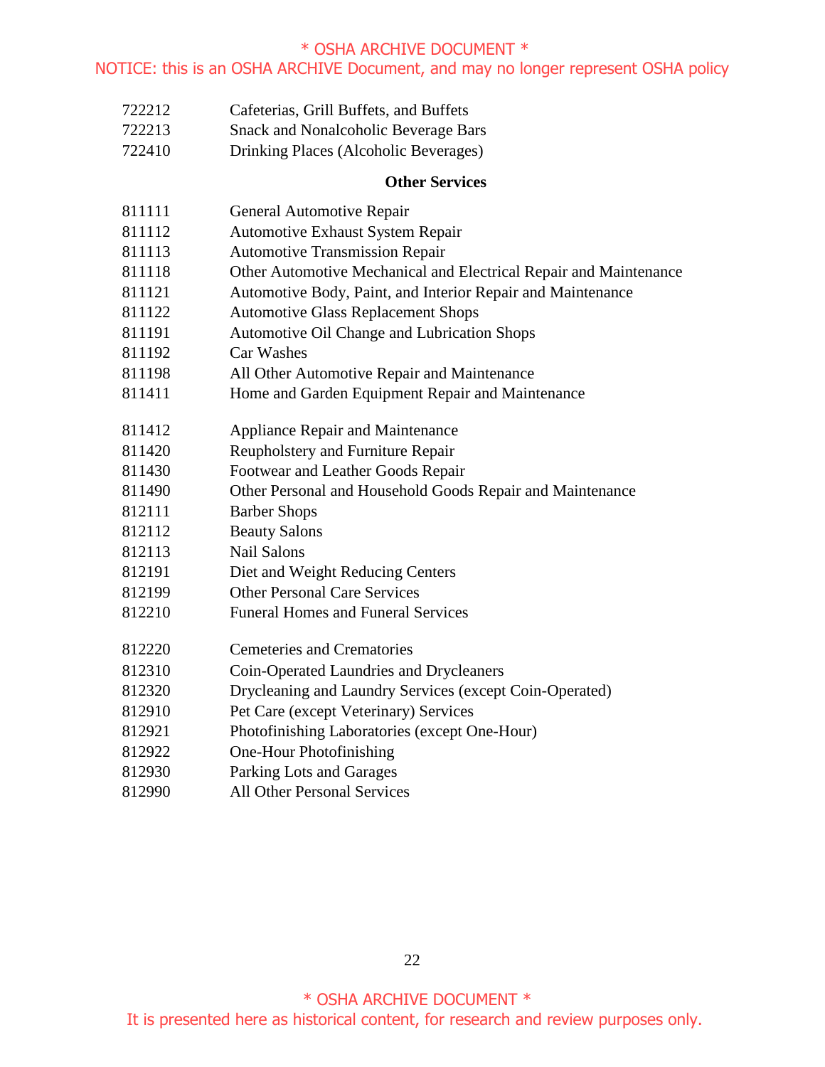| | |
|---|---|
| 722212 | Cafeterias, Grill Buffets, and Buffets |
| 722213 | Snack and Nonalcoholic Beverage Bars |
| 722410 | Drinking Places (Alcoholic Beverages) |

**Other Services**

| | |
|---|---|
| 811111 | General Automotive Repair |
| 811112 | Automotive Exhaust System Repair |
| 811113 | Automotive Transmission Repair |
| 811118 | Other Automotive Mechanical and Electrical Repair and Maintenance |
| 811121 | Automotive Body, Paint, and Interior Repair and Maintenance |
| 811122 | Automotive Glass Replacement Shops |
| 811191 | Automotive Oil Change and Lubrication Shops |
| 811192 | Car Washes |
| 811198 | All Other Automotive Repair and Maintenance |
| 811411 | Home and Garden Equipment Repair and Maintenance |
| 811412 | Appliance Repair and Maintenance |
| 811420 | Reupholstery and Furniture Repair |
| 811430 | Footwear and Leather Goods Repair |
| 811490 | Other Personal and Household Goods Repair and Maintenance |
| 812111 | Barber Shops |
| 812112 | Beauty Salons |
| 812113 | Nail Salons |
| 812191 | Diet and Weight Reducing Centers |
| 812199 | Other Personal Care Services |
| 812210 | Funeral Homes and Funeral Services |
| 812220 | Cemeteries and Crematories |
| 812310 | Coin-Operated Laundries and Drycleaners |
| 812320 | Drycleaning and Laundry Services (except Coin-Operated) |
| 812910 | Pet Care (except Veterinary) Services |
| 812921 | Photofinishing Laboratories (except One-Hour) |
| 812922 | One-Hour Photofinishing |
| 812930 | Parking Lots and Garages |
| 812990 | All Other Personal Services |